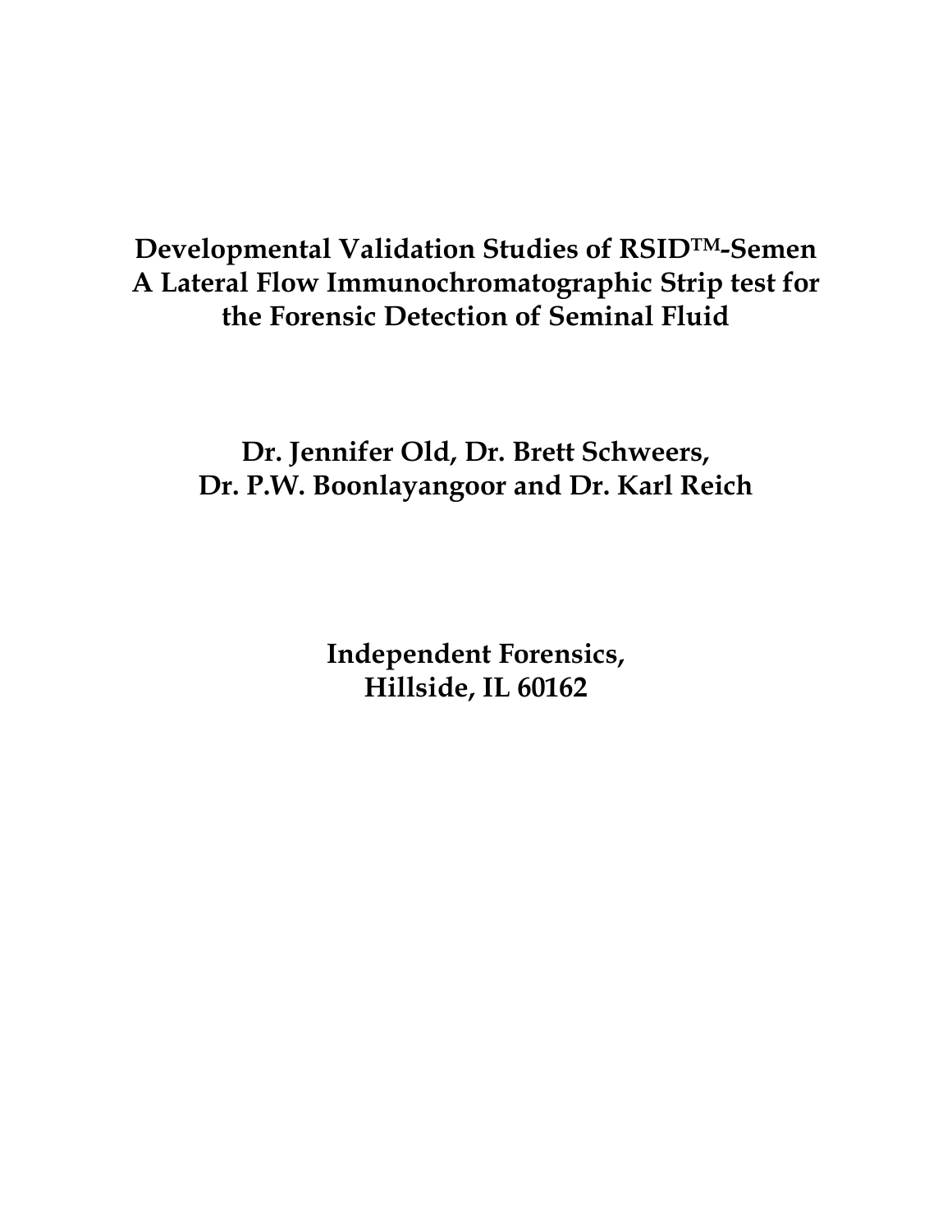# Developmental Validation Studies of RSID™-Semen A Lateral Flow Immunochromatographic Strip test for the Forensic Detection of Seminal Fluid

**Dr. Jennifer Old, Dr. Brett Schweers, Dr. P.W. Boonlayangoor and Dr. Karl Reich**

**Independent Forensics, Hillside, IL 60162**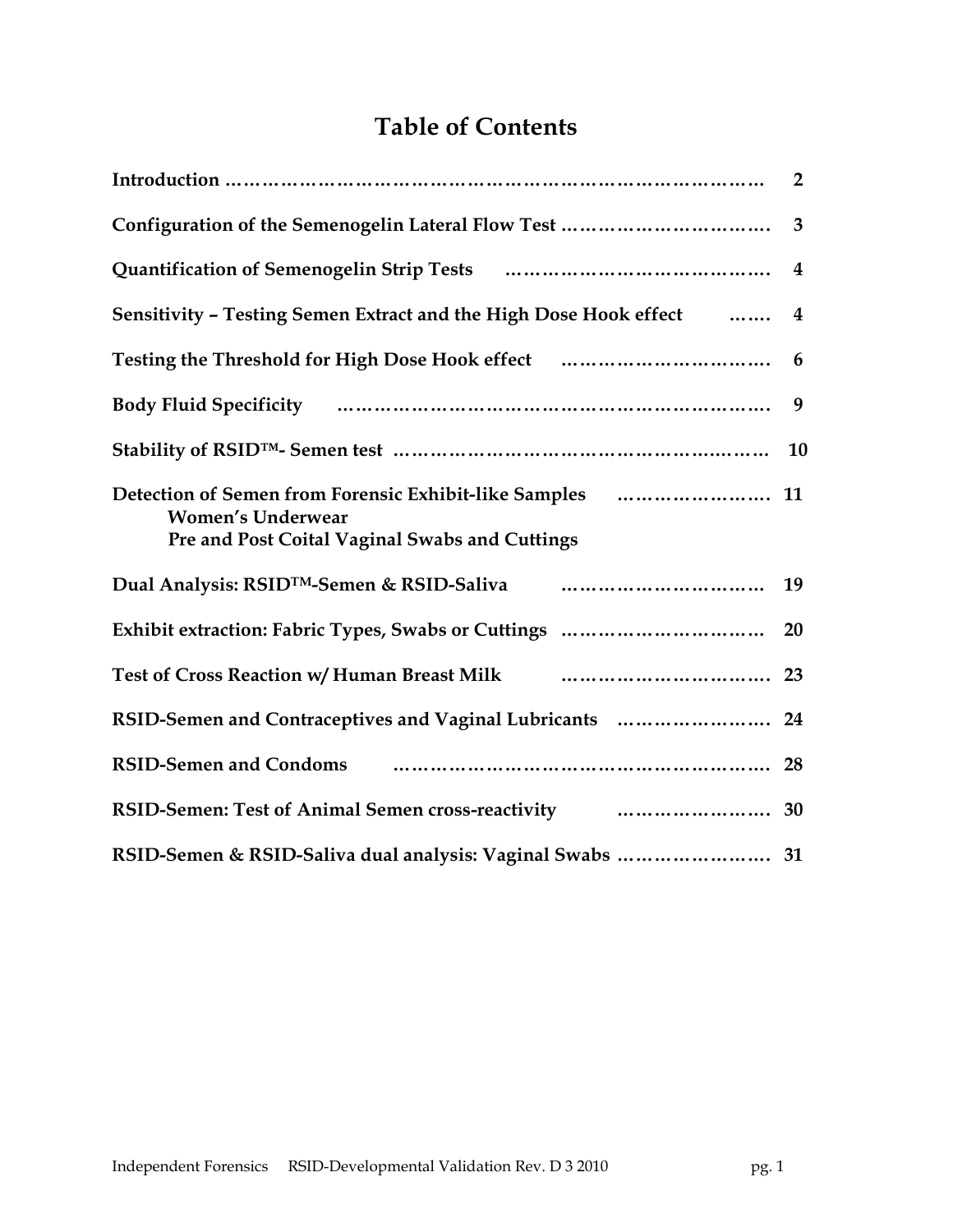# Table of Contents

| | |
|---|---|
| **Introduction** | **2** |
| **Configuration of the Semenogelin Lateral Flow Test** | **3** |
| **Quantification of Semenogelin Strip Tests** | **4** |
| **Sensitivity – Testing Semen Extract and the High Dose Hook effect** | **4** |
| **Testing the Threshold for High Dose Hook effect** | **6** |
| **Body Fluid Specificity** | **9** |
| **Stability of RSID™- Semen test** | **10** |
| **Detection of Semen from Forensic Exhibit-like Samples**<br>**Women's Underwear**<br>**Pre and Post Coital Vaginal Swabs and Cuttings** | **11** |
| **Dual Analysis: RSID™-Semen & RSID-Saliva** | **19** |
| **Exhibit extraction: Fabric Types, Swabs or Cuttings** | **20** |
| **Test of Cross Reaction w/ Human Breast Milk** | **23** |
| **RSID-Semen and Contraceptives and Vaginal Lubricants** | **24** |
| **RSID-Semen and Condoms** | **28** |
| **RSID-Semen: Test of Animal Semen cross-reactivity** | **30** |
| **RSID-Semen & RSID-Saliva dual analysis: Vaginal Swabs** | **31** |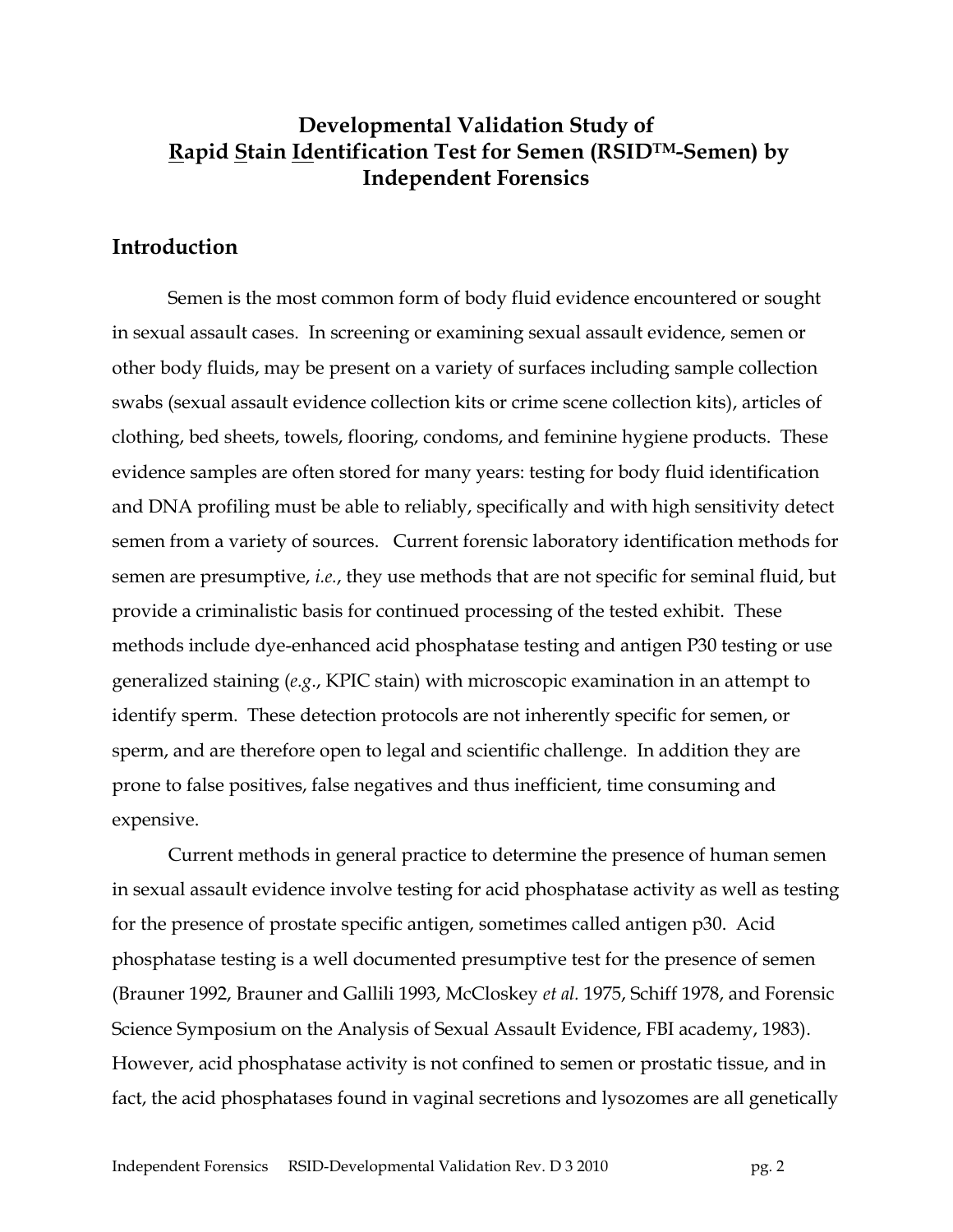# Developmental Validation Study of <u>R</u>apid <u>S</u>tain <u>Id</u>entification Test for Semen (RSID™-Semen) by Independent Forensics

## Introduction

Semen is the most common form of body fluid evidence encountered or sought in sexual assault cases. In screening or examining sexual assault evidence, semen or other body fluids, may be present on a variety of surfaces including sample collection swabs (sexual assault evidence collection kits or crime scene collection kits), articles of clothing, bed sheets, towels, flooring, condoms, and feminine hygiene products. These evidence samples are often stored for many years: testing for body fluid identification and DNA profiling must be able to reliably, specifically and with high sensitivity detect semen from a variety of sources. Current forensic laboratory identification methods for semen are presumptive, *i.e.*, they use methods that are not specific for seminal fluid, but provide a criminalistic basis for continued processing of the tested exhibit. These methods include dye-enhanced acid phosphatase testing and antigen P30 testing or use generalized staining (*e.g.*, KPIC stain) with microscopic examination in an attempt to identify sperm. These detection protocols are not inherently specific for semen, or sperm, and are therefore open to legal and scientific challenge. In addition they are prone to false positives, false negatives and thus inefficient, time consuming and expensive.

Current methods in general practice to determine the presence of human semen in sexual assault evidence involve testing for acid phosphatase activity as well as testing for the presence of prostate specific antigen, sometimes called antigen p30. Acid phosphatase testing is a well documented presumptive test for the presence of semen (Brauner 1992, Brauner and Gallili 1993, McCloskey *et al.* 1975, Schiff 1978, and Forensic Science Symposium on the Analysis of Sexual Assault Evidence, FBI academy, 1983). However, acid phosphatase activity is not confined to semen or prostatic tissue, and in fact, the acid phosphatases found in vaginal secretions and lysozomes are all genetically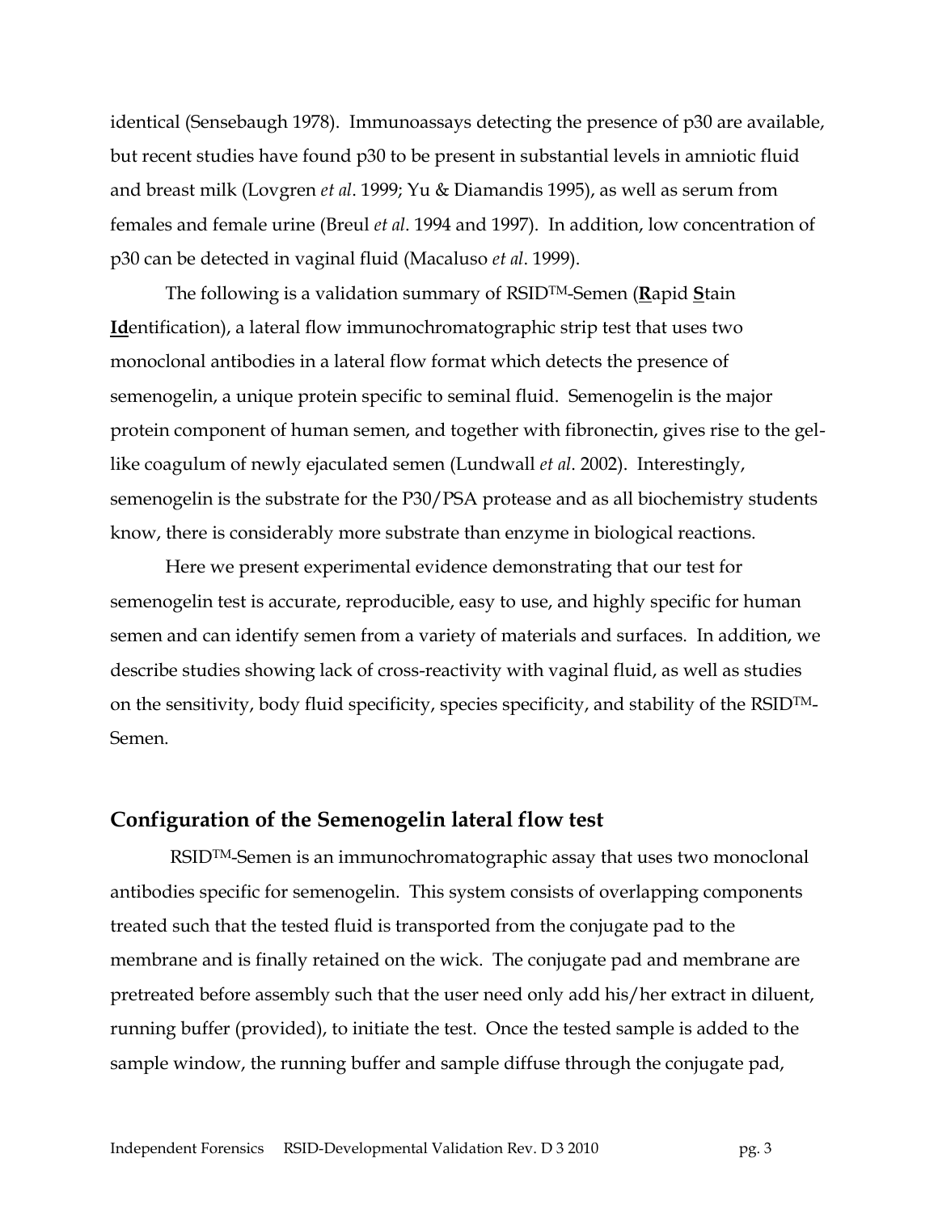identical (Sensebaugh 1978). Immunoassays detecting the presence of p30 are available, but recent studies have found p30 to be present in substantial levels in amniotic fluid and breast milk (Lovgren *et al*. 1999; Yu & Diamandis 1995), as well as serum from females and female urine (Breul *et al*. 1994 and 1997). In addition, low concentration of p30 can be detected in vaginal fluid (Macaluso *et al*. 1999).

The following is a validation summary of RSID™-Semen (**R**apid **S**tain **Id**entification), a lateral flow immunochromatographic strip test that uses two monoclonal antibodies in a lateral flow format which detects the presence of semenogelin, a unique protein specific to seminal fluid. Semenogelin is the major protein component of human semen, and together with fibronectin, gives rise to the gel-like coagulum of newly ejaculated semen (Lundwall *et al*. 2002). Interestingly, semenogelin is the substrate for the P30/PSA protease and as all biochemistry students know, there is considerably more substrate than enzyme in biological reactions.

Here we present experimental evidence demonstrating that our test for semenogelin test is accurate, reproducible, easy to use, and highly specific for human semen and can identify semen from a variety of materials and surfaces. In addition, we describe studies showing lack of cross-reactivity with vaginal fluid, as well as studies on the sensitivity, body fluid specificity, species specificity, and stability of the RSID™-Semen.

## Configuration of the Semenogelin lateral flow test

RSID™-Semen is an immunochromatographic assay that uses two monoclonal antibodies specific for semenogelin. This system consists of overlapping components treated such that the tested fluid is transported from the conjugate pad to the membrane and is finally retained on the wick. The conjugate pad and membrane are pretreated before assembly such that the user need only add his/her extract in diluent, running buffer (provided), to initiate the test. Once the tested sample is added to the sample window, the running buffer and sample diffuse through the conjugate pad,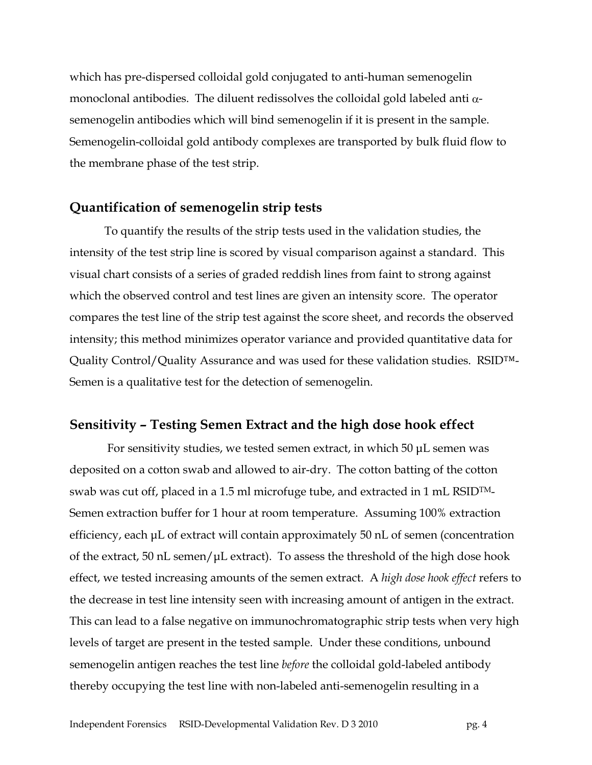which has pre-dispersed colloidal gold conjugated to anti-human semenogelin monoclonal antibodies. The diluent redissolves the colloidal gold labeled anti $\alpha$-semenogelin antibodies which will bind semenogelin if it is present in the sample. Semenogelin-colloidal gold antibody complexes are transported by bulk fluid flow to the membrane phase of the test strip.

## Quantification of semenogelin strip tests

To quantify the results of the strip tests used in the validation studies, the intensity of the test strip line is scored by visual comparison against a standard. This visual chart consists of a series of graded reddish lines from faint to strong against which the observed control and test lines are given an intensity score. The operator compares the test line of the strip test against the score sheet, and records the observed intensity; this method minimizes operator variance and provided quantitative data for Quality Control/Quality Assurance and was used for these validation studies. RSID™-Semen is a qualitative test for the detection of semenogelin.

## Sensitivity – Testing Semen Extract and the high dose hook effect

For sensitivity studies, we tested semen extract, in which 50 µL semen was deposited on a cotton swab and allowed to air-dry. The cotton batting of the cotton swab was cut off, placed in a 1.5 ml microfuge tube, and extracted in 1 mL RSID™-Semen extraction buffer for 1 hour at room temperature. Assuming 100% extraction efficiency, each µL of extract will contain approximately 50 nL of semen (concentration of the extract, 50 nL semen/µL extract). To assess the threshold of the high dose hook effect, we tested increasing amounts of the semen extract. A *high dose hook effect* refers to the decrease in test line intensity seen with increasing amount of antigen in the extract. This can lead to a false negative on immunochromatographic strip tests when very high levels of target are present in the tested sample. Under these conditions, unbound semenogelin antigen reaches the test line *before* the colloidal gold-labeled antibody thereby occupying the test line with non-labeled anti-semenogelin resulting in a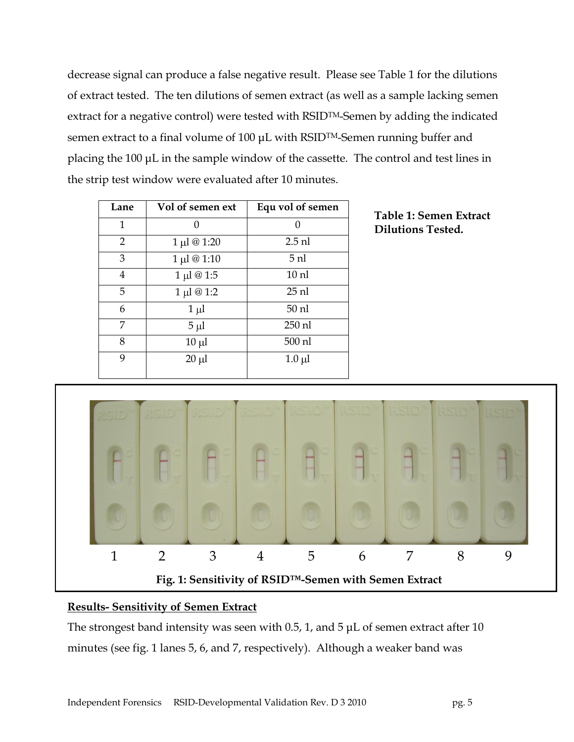decrease signal can produce a false negative result. Please see Table 1 for the dilutions of extract tested. The ten dilutions of semen extract (as well as a sample lacking semen extract for a negative control) were tested with RSID™-Semen by adding the indicated semen extract to a final volume of 100 µL with RSID™-Semen running buffer and placing the 100 µL in the sample window of the cassette. The control and test lines in the strip test window were evaluated after 10 minutes.

| Lane | Vol of semen ext | Equ vol of semen |
|---|---|---|
| 1 | 0 | 0 |
| 2 | 1 µl @ 1:20 | 2.5 nl |
| 3 | 1 µl @ 1:10 | 5 nl |
| 4 | 1 µl @ 1:5 | 10 nl |
| 5 | 1 µl @ 1:2 | 25 nl |
| 6 | 1 µl | 50 nl |
| 7 | 5 µl | 250 nl |
| 8 | 10 µl | 500 nl |
| 9 | 20 µl | 1.0 µl |

**Table 1: Semen Extract Dilutions Tested.**

1 2 3 4 5 6 7 8 9

**Fig. 1: Sensitivity of RSID™-Semen with Semen Extract**

**Results- Sensitivity of Semen Extract**

The strongest band intensity was seen with 0.5, 1, and 5 µL of semen extract after 10 minutes (see fig. 1 lanes 5, 6, and 7, respectively). Although a weaker band was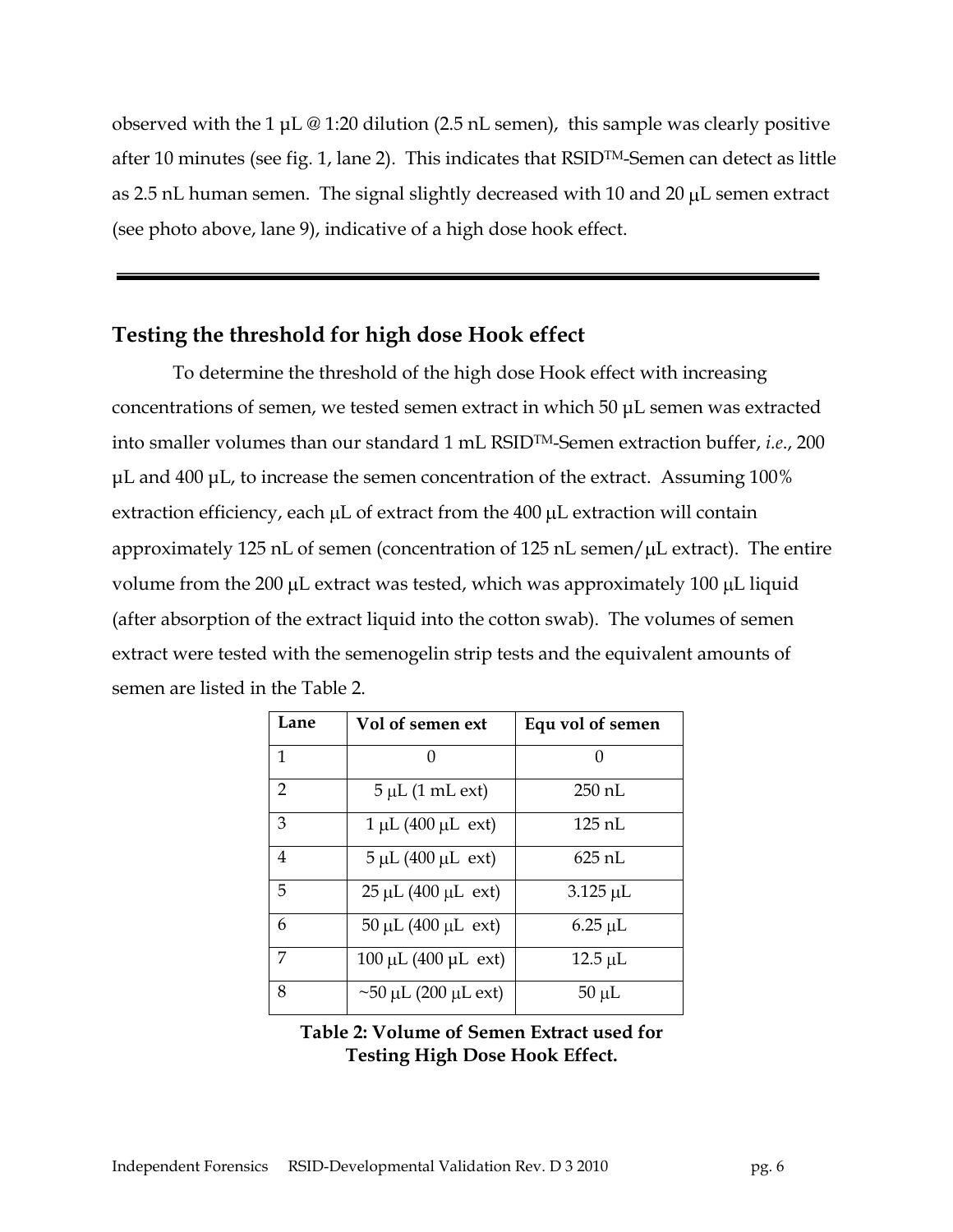observed with the 1 μL @ 1:20 dilution (2.5 nL semen), this sample was clearly positive after 10 minutes (see fig. 1, lane 2). This indicates that RSID™-Semen can detect as little as 2.5 nL human semen. The signal slightly decreased with 10 and 20 μL semen extract (see photo above, lane 9), indicative of a high dose hook effect.

---

## Testing the threshold for high dose Hook effect

To determine the threshold of the high dose Hook effect with increasing concentrations of semen, we tested semen extract in which 50 μL semen was extracted into smaller volumes than our standard 1 mL RSID™-Semen extraction buffer, *i.e.*, 200 μL and 400 μL, to increase the semen concentration of the extract. Assuming 100% extraction efficiency, each μL of extract from the 400 μL extraction will contain approximately 125 nL of semen (concentration of 125 nL semen/μL extract). The entire volume from the 200 μL extract was tested, which was approximately 100 μL liquid (after absorption of the extract liquid into the cotton swab). The volumes of semen extract were tested with the semenogelin strip tests and the equivalent amounts of semen are listed in the Table 2.

| Lane | Vol of semen ext | Equ vol of semen |
|---|---|---|
| 1 | 0 | 0 |
| 2 | 5 μL (1 mL ext) | 250 nL |
| 3 | 1 μL (400 μL ext) | 125 nL |
| 4 | 5 μL (400 μL ext) | 625 nL |
| 5 | 25 μL (400 μL ext) | 3.125 μL |
| 6 | 50 μL (400 μL ext) | 6.25 μL |
| 7 | 100 μL (400 μL ext) | 12.5 μL |
| 8 | ~50 μL (200 μL ext) | 50 μL |

**Table 2: Volume of Semen Extract used for Testing High Dose Hook Effect.**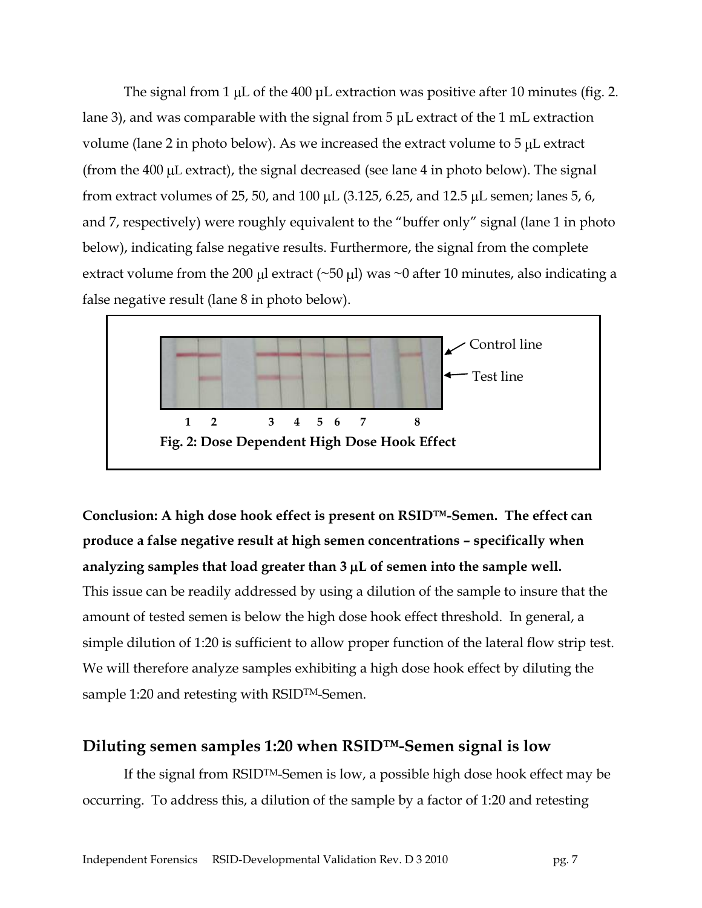The signal from 1 μL of the 400 μL extraction was positive after 10 minutes (fig. 2. lane 3), and was comparable with the signal from 5 μL extract of the 1 mL extraction volume (lane 2 in photo below). As we increased the extract volume to 5 μL extract (from the 400 μL extract), the signal decreased (see lane 4 in photo below). The signal from extract volumes of 25, 50, and 100 μL (3.125, 6.25, and 12.5 μL semen; lanes 5, 6, and 7, respectively) were roughly equivalent to the "buffer only" signal (lane 1 in photo below), indicating false negative results. Furthermore, the signal from the complete extract volume from the 200 μl extract (~50 μl) was ~0 after 10 minutes, also indicating a false negative result (lane 8 in photo below).

Control line

Test line

1 2 3 4 5 6 7 8

**Fig. 2: Dose Dependent High Dose Hook Effect**

**Conclusion: A high dose hook effect is present on RSID™-Semen. The effect can produce a false negative result at high semen concentrations – specifically when analyzing samples that load greater than 3 μL of semen into the sample well.** This issue can be readily addressed by using a dilution of the sample to insure that the amount of tested semen is below the high dose hook effect threshold. In general, a simple dilution of 1:20 is sufficient to allow proper function of the lateral flow strip test. We will therefore analyze samples exhibiting a high dose hook effect by diluting the sample 1:20 and retesting with RSID™-Semen.

## Diluting semen samples 1:20 when RSID™-Semen signal is low

If the signal from RSID™-Semen is low, a possible high dose hook effect may be occurring. To address this, a dilution of the sample by a factor of 1:20 and retesting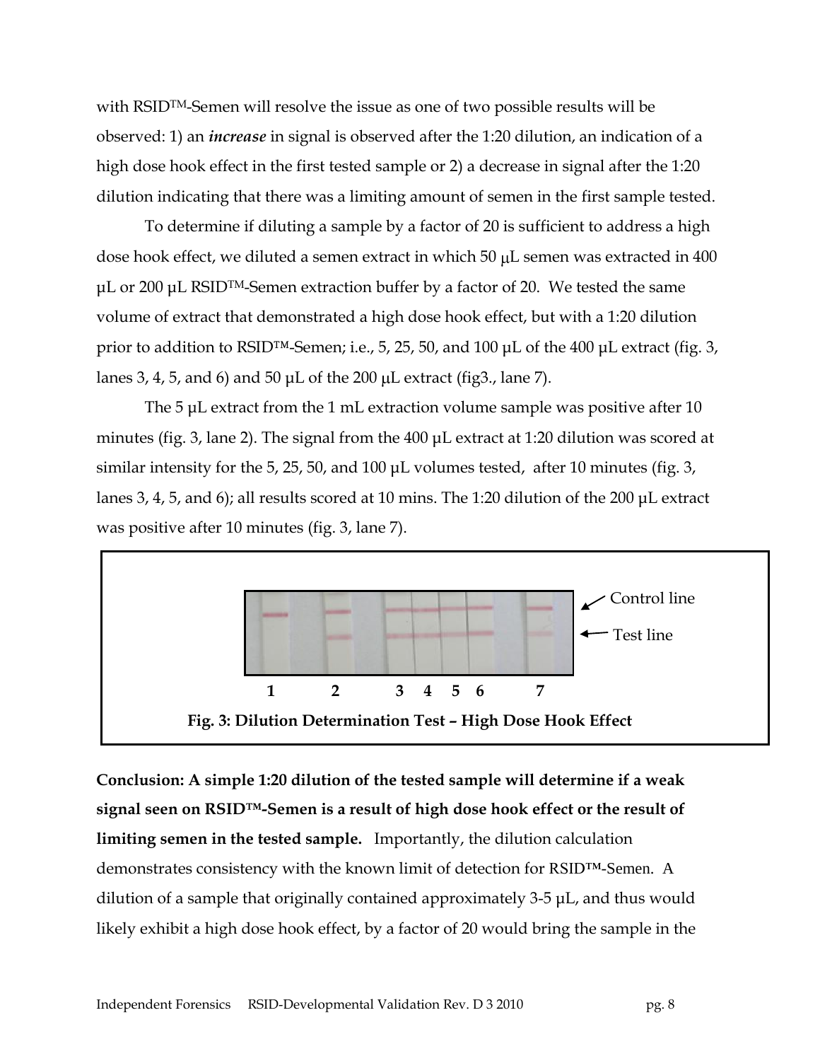with RSID™-Semen will resolve the issue as one of two possible results will be observed: 1) an ***increase*** in signal is observed after the 1:20 dilution, an indication of a high dose hook effect in the first tested sample or 2) a decrease in signal after the 1:20 dilution indicating that there was a limiting amount of semen in the first sample tested.

To determine if diluting a sample by a factor of 20 is sufficient to address a high dose hook effect, we diluted a semen extract in which 50 μL semen was extracted in 400 μL or 200 μL RSID™-Semen extraction buffer by a factor of 20. We tested the same volume of extract that demonstrated a high dose hook effect, but with a 1:20 dilution prior to addition to RSID™-Semen; i.e., 5, 25, 50, and 100 μL of the 400 μL extract (fig. 3, lanes 3, 4, 5, and 6) and 50 μL of the 200 μL extract (fig3., lane 7).

The 5 μL extract from the 1 mL extraction volume sample was positive after 10 minutes (fig. 3, lane 2). The signal from the 400 μL extract at 1:20 dilution was scored at similar intensity for the 5, 25, 50, and 100 μL volumes tested, after 10 minutes (fig. 3, lanes 3, 4, 5, and 6); all results scored at 10 mins. The 1:20 dilution of the 200 μL extract was positive after 10 minutes (fig. 3, lane 7).

Control line

Test line

1 2 3 4 5 6 7

**Fig. 3: Dilution Determination Test – High Dose Hook Effect**

**Conclusion: A simple 1:20 dilution of the tested sample will determine if a weak signal seen on RSID™-Semen is a result of high dose hook effect or the result of limiting semen in the tested sample.** Importantly, the dilution calculation demonstrates consistency with the known limit of detection for RSID™-Semen. A dilution of a sample that originally contained approximately 3-5 μL, and thus would likely exhibit a high dose hook effect, by a factor of 20 would bring the sample in the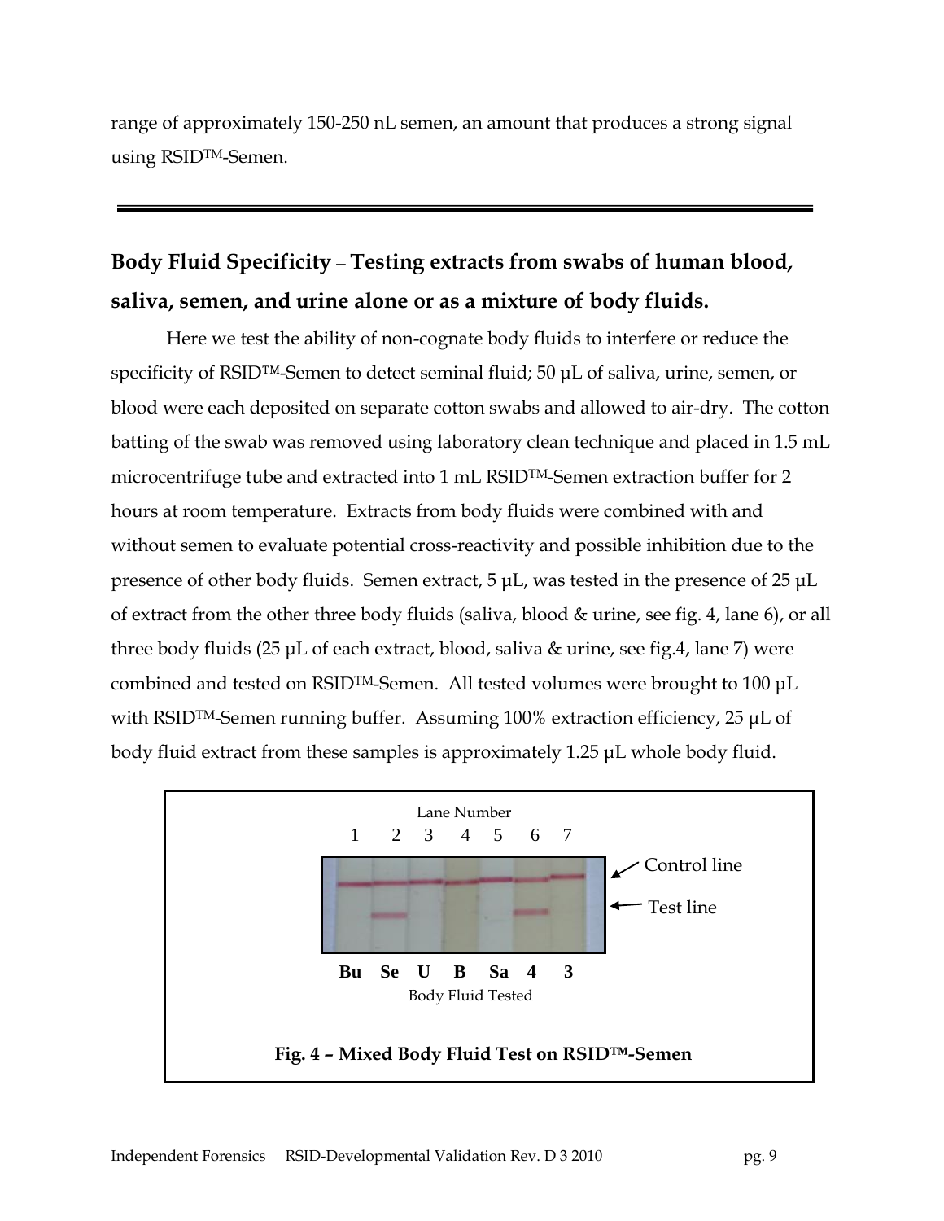range of approximately 150-250 nL semen, an amount that produces a strong signal using RSID™-Semen.

---

## Body Fluid Specificity – Testing extracts from swabs of human blood, saliva, semen, and urine alone or as a mixture of body fluids.

Here we test the ability of non-cognate body fluids to interfere or reduce the specificity of RSID™-Semen to detect seminal fluid; 50 µL of saliva, urine, semen, or blood were each deposited on separate cotton swabs and allowed to air-dry. The cotton batting of the swab was removed using laboratory clean technique and placed in 1.5 mL microcentrifuge tube and extracted into 1 mL RSID™-Semen extraction buffer for 2 hours at room temperature. Extracts from body fluids were combined with and without semen to evaluate potential cross-reactivity and possible inhibition due to the presence of other body fluids. Semen extract, 5 µL, was tested in the presence of 25 µL of extract from the other three body fluids (saliva, blood & urine, see fig. 4, lane 6), or all three body fluids (25 µL of each extract, blood, saliva & urine, see fig.4, lane 7) were combined and tested on RSID™-Semen. All tested volumes were brought to 100 µL with RSID™-Semen running buffer. Assuming 100% extraction efficiency, 25 µL of body fluid extract from these samples is approximately 1.25 µL whole body fluid.

Lane Number: 1 2 3 4 5 6 7

Control line

Test line

Bu Se U B Sa 4 3

Body Fluid Tested

**Fig. 4 – Mixed Body Fluid Test on RSID™-Semen**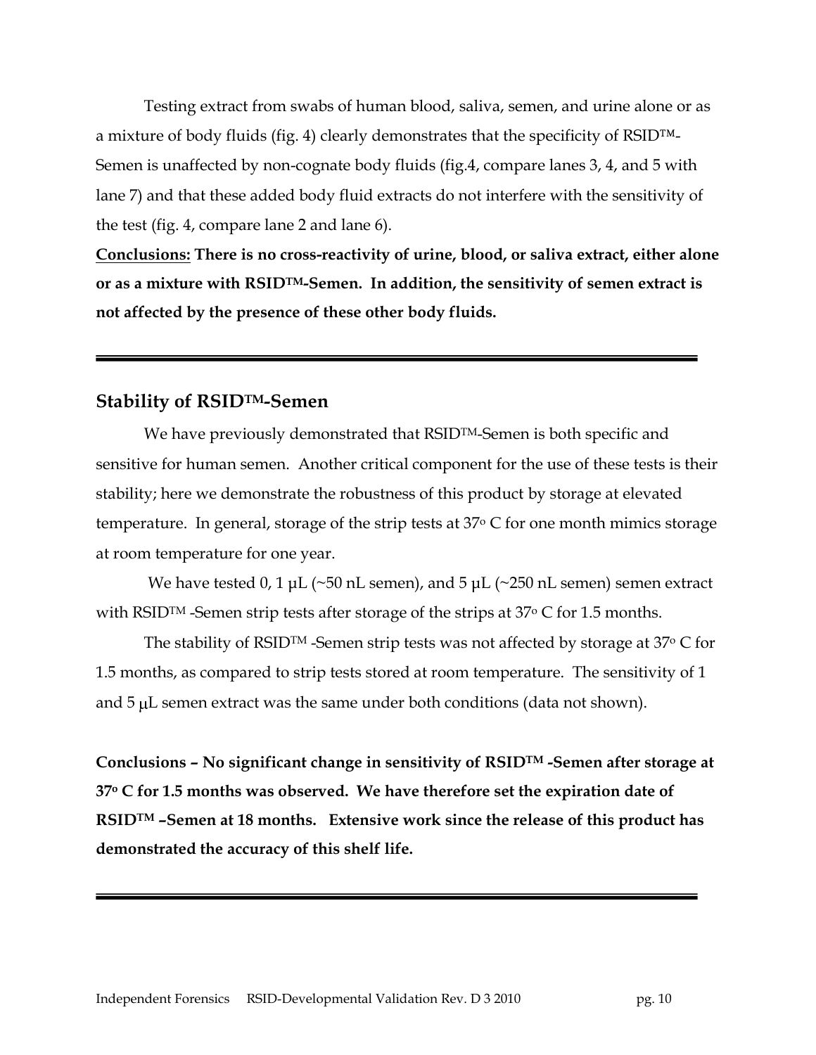Testing extract from swabs of human blood, saliva, semen, and urine alone or as a mixture of body fluids (fig. 4) clearly demonstrates that the specificity of RSID™-Semen is unaffected by non-cognate body fluids (fig.4, compare lanes 3, 4, and 5 with lane 7) and that these added body fluid extracts do not interfere with the sensitivity of the test (fig. 4, compare lane 2 and lane 6).

**Conclusions: There is no cross-reactivity of urine, blood, or saliva extract, either alone or as a mixture with RSID™-Semen. In addition, the sensitivity of semen extract is not affected by the presence of these other body fluids.**

---

## Stability of RSID™-Semen

We have previously demonstrated that RSID™-Semen is both specific and sensitive for human semen. Another critical component for the use of these tests is their stability; here we demonstrate the robustness of this product by storage at elevated temperature. In general, storage of the strip tests at 37° C for one month mimics storage at room temperature for one year.

We have tested 0, 1 µL (~50 nL semen), and 5 µL (~250 nL semen) semen extract with RSID™ -Semen strip tests after storage of the strips at 37° C for 1.5 months.

The stability of RSID™ -Semen strip tests was not affected by storage at 37° C for 1.5 months, as compared to strip tests stored at room temperature. The sensitivity of 1 and 5 µL semen extract was the same under both conditions (data not shown).

**Conclusions – No significant change in sensitivity of RSID™ -Semen after storage at 37° C for 1.5 months was observed. We have therefore set the expiration date of RSID™ –Semen at 18 months. Extensive work since the release of this product has demonstrated the accuracy of this shelf life.**

---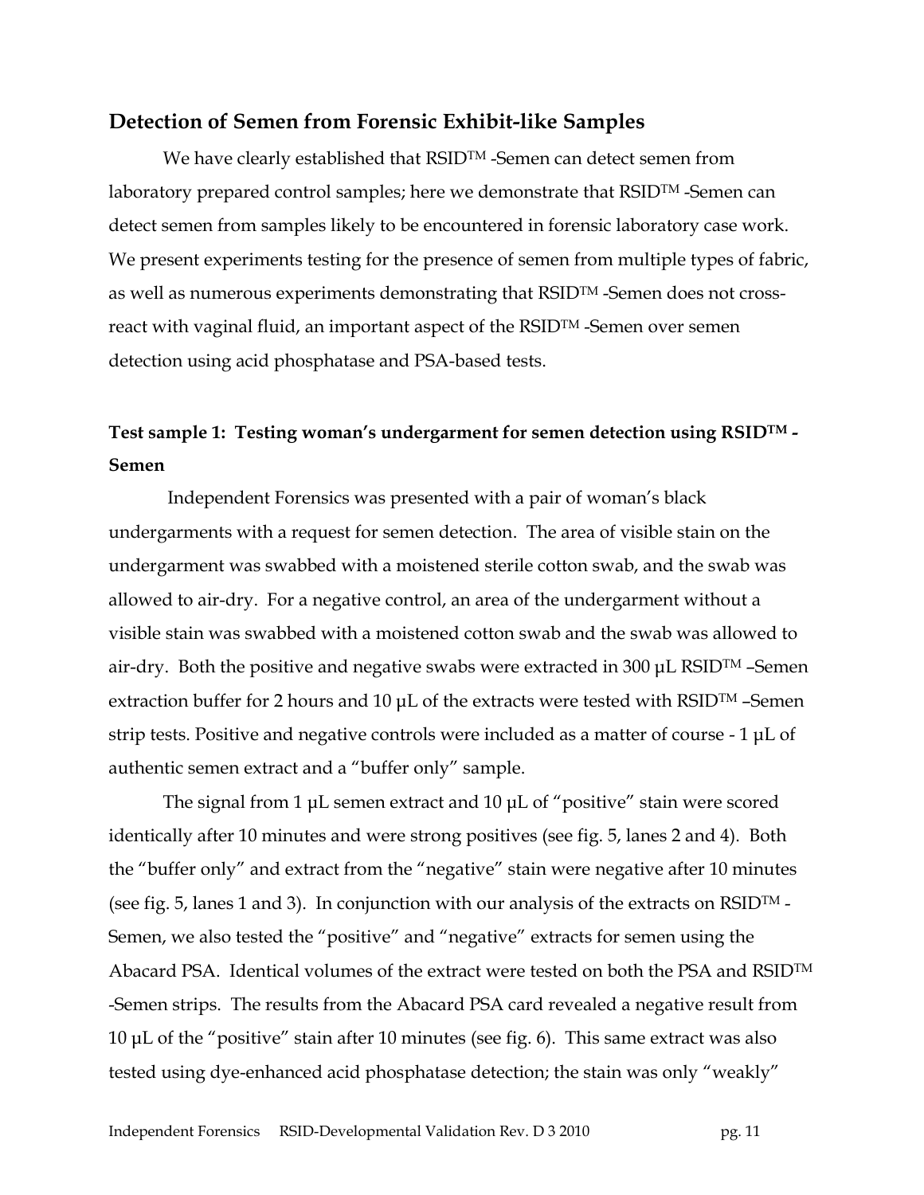## Detection of Semen from Forensic Exhibit-like Samples

We have clearly established that RSID™ -Semen can detect semen from laboratory prepared control samples; here we demonstrate that RSID™ -Semen can detect semen from samples likely to be encountered in forensic laboratory case work. We present experiments testing for the presence of semen from multiple types of fabric, as well as numerous experiments demonstrating that RSID™ -Semen does not cross-react with vaginal fluid, an important aspect of the RSID™ -Semen over semen detection using acid phosphatase and PSA-based tests.

### Test sample 1: Testing woman's undergarment for semen detection using RSID™ - Semen

Independent Forensics was presented with a pair of woman's black undergarments with a request for semen detection. The area of visible stain on the undergarment was swabbed with a moistened sterile cotton swab, and the swab was allowed to air-dry. For a negative control, an area of the undergarment without a visible stain was swabbed with a moistened cotton swab and the swab was allowed to air-dry. Both the positive and negative swabs were extracted in 300 µL RSID™ –Semen extraction buffer for 2 hours and 10 µL of the extracts were tested with RSID™ –Semen strip tests. Positive and negative controls were included as a matter of course - 1 µL of authentic semen extract and a "buffer only" sample.

The signal from 1 µL semen extract and 10 µL of "positive" stain were scored identically after 10 minutes and were strong positives (see fig. 5, lanes 2 and 4). Both the "buffer only" and extract from the "negative" stain were negative after 10 minutes (see fig. 5, lanes 1 and 3). In conjunction with our analysis of the extracts on RSID™ - Semen, we also tested the "positive" and "negative" extracts for semen using the Abacard PSA. Identical volumes of the extract were tested on both the PSA and RSID™ -Semen strips. The results from the Abacard PSA card revealed a negative result from 10 µL of the "positive" stain after 10 minutes (see fig. 6). This same extract was also tested using dye-enhanced acid phosphatase detection; the stain was only "weakly"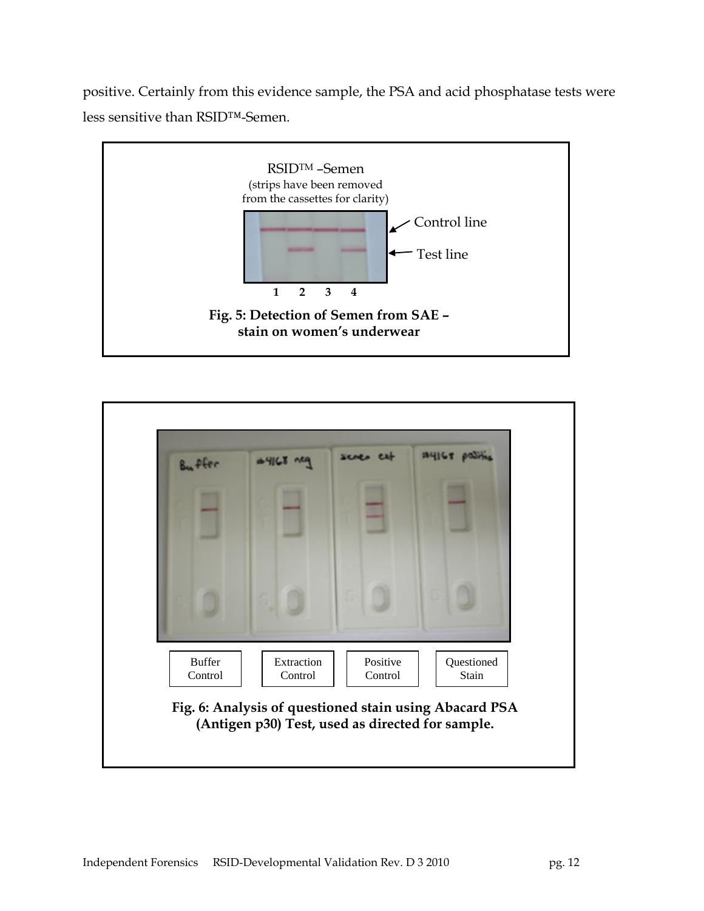positive. Certainly from this evidence sample, the PSA and acid phosphatase tests were less sensitive than RSID™-Semen.

RSID™ –Semen
(strips have been removed from the cassettes for clarity)

Control line

Test line

1 2 3 4

**Fig. 5: Detection of Semen from SAE – stain on women's underwear**

Buffer Control

Extraction Control

Positive Control

Questioned Stain

**Fig. 6: Analysis of questioned stain using Abacard PSA (Antigen p30) Test, used as directed for sample.**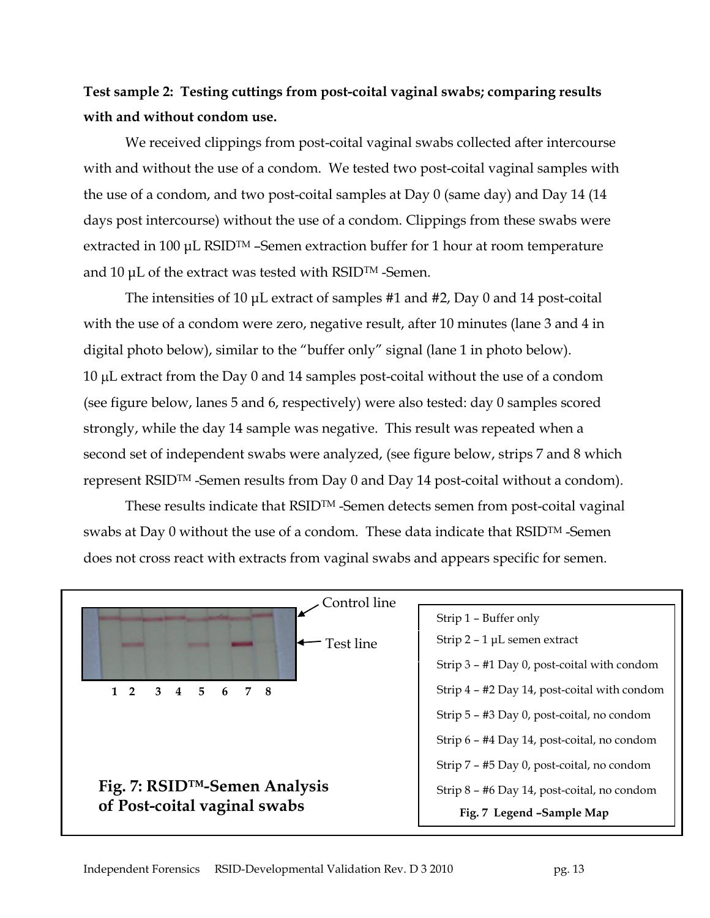**Test sample 2: Testing cuttings from post-coital vaginal swabs; comparing results with and without condom use.**

We received clippings from post-coital vaginal swabs collected after intercourse with and without the use of a condom. We tested two post-coital vaginal samples with the use of a condom, and two post-coital samples at Day 0 (same day) and Day 14 (14 days post intercourse) without the use of a condom. Clippings from these swabs were extracted in 100 µL RSID™ –Semen extraction buffer for 1 hour at room temperature and 10 µL of the extract was tested with RSID™ -Semen.

The intensities of 10 µL extract of samples #1 and #2, Day 0 and 14 post-coital with the use of a condom were zero, negative result, after 10 minutes (lane 3 and 4 in digital photo below), similar to the "buffer only" signal (lane 1 in photo below). 10 µL extract from the Day 0 and 14 samples post-coital without the use of a condom (see figure below, lanes 5 and 6, respectively) were also tested: day 0 samples scored strongly, while the day 14 sample was negative. This result was repeated when a second set of independent swabs were analyzed, (see figure below, strips 7 and 8 which represent RSID™ -Semen results from Day 0 and Day 14 post-coital without a condom).

These results indicate that RSID™ -Semen detects semen from post-coital vaginal swabs at Day 0 without the use of a condom. These data indicate that RSID™ -Semen does not cross react with extracts from vaginal swabs and appears specific for semen.

Control line

Test line

1 2 3 4 5 6 7 8

**Fig. 7: RSID™-Semen Analysis of Post-coital vaginal swabs**

- Strip 1 – Buffer only
- Strip 2 – 1 µL semen extract
- Strip 3 – #1 Day 0, post-coital with condom
- Strip 4 – #2 Day 14, post-coital with condom
- Strip 5 – #3 Day 0, post-coital, no condom
- Strip 6 – #4 Day 14, post-coital, no condom
- Strip 7 – #5 Day 0, post-coital, no condom
- Strip 8 – #6 Day 14, post-coital, no condom

**Fig. 7 Legend –Sample Map**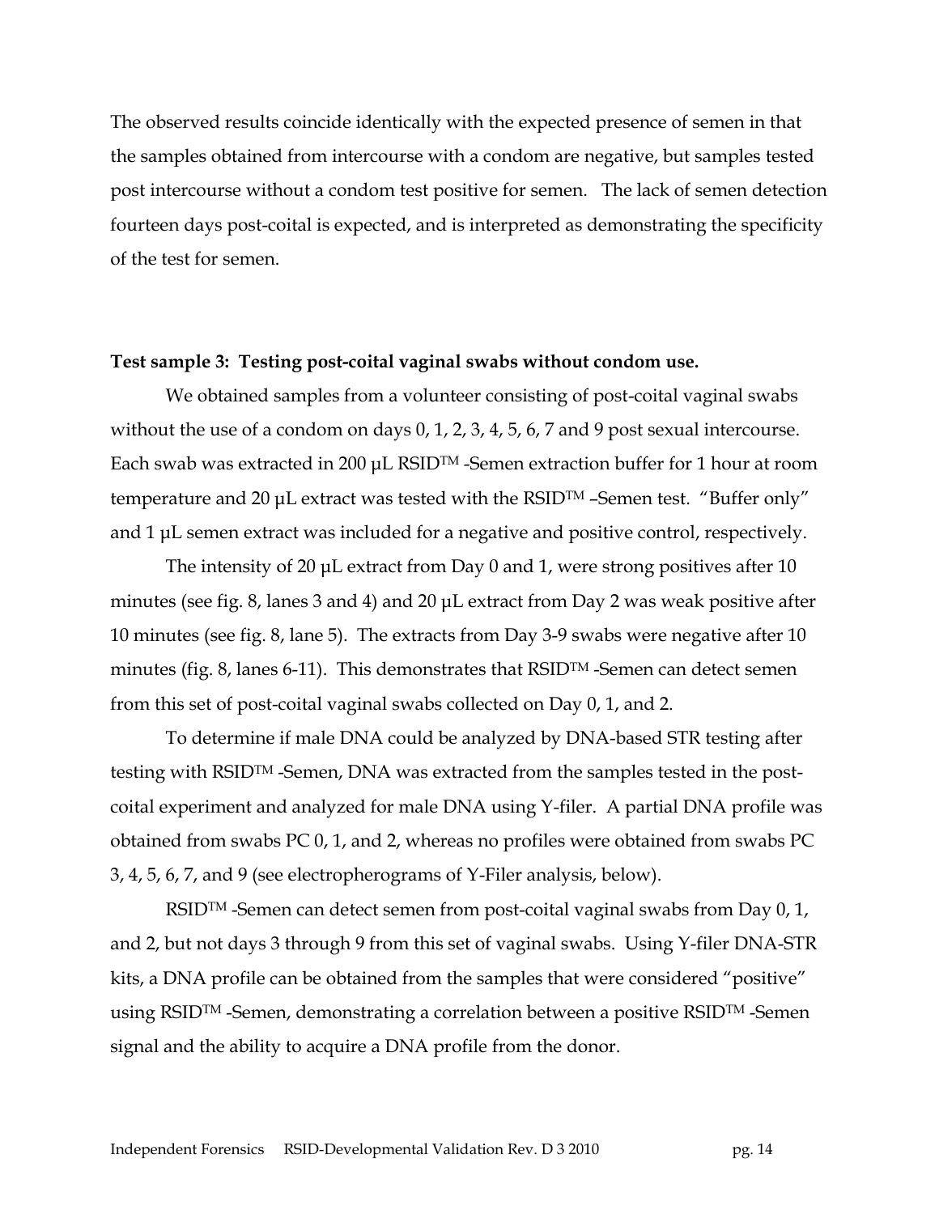The observed results coincide identically with the expected presence of semen in that the samples obtained from intercourse with a condom are negative, but samples tested post intercourse without a condom test positive for semen. The lack of semen detection fourteen days post-coital is expected, and is interpreted as demonstrating the specificity of the test for semen.

**Test sample 3: Testing post-coital vaginal swabs without condom use.**

We obtained samples from a volunteer consisting of post-coital vaginal swabs without the use of a condom on days 0, 1, 2, 3, 4, 5, 6, 7 and 9 post sexual intercourse. Each swab was extracted in 200 µL RSID™ -Semen extraction buffer for 1 hour at room temperature and 20 µL extract was tested with the RSID™ –Semen test. "Buffer only" and 1 µL semen extract was included for a negative and positive control, respectively.

The intensity of 20 µL extract from Day 0 and 1, were strong positives after 10 minutes (see fig. 8, lanes 3 and 4) and 20 µL extract from Day 2 was weak positive after 10 minutes (see fig. 8, lane 5). The extracts from Day 3-9 swabs were negative after 10 minutes (fig. 8, lanes 6-11). This demonstrates that RSID™ -Semen can detect semen from this set of post-coital vaginal swabs collected on Day 0, 1, and 2.

To determine if male DNA could be analyzed by DNA-based STR testing after testing with RSID™ -Semen, DNA was extracted from the samples tested in the post-coital experiment and analyzed for male DNA using Y-filer. A partial DNA profile was obtained from swabs PC 0, 1, and 2, whereas no profiles were obtained from swabs PC 3, 4, 5, 6, 7, and 9 (see electropherograms of Y-Filer analysis, below).

RSID™ -Semen can detect semen from post-coital vaginal swabs from Day 0, 1, and 2, but not days 3 through 9 from this set of vaginal swabs. Using Y-filer DNA-STR kits, a DNA profile can be obtained from the samples that were considered "positive" using RSID™ -Semen, demonstrating a correlation between a positive RSID™ -Semen signal and the ability to acquire a DNA profile from the donor.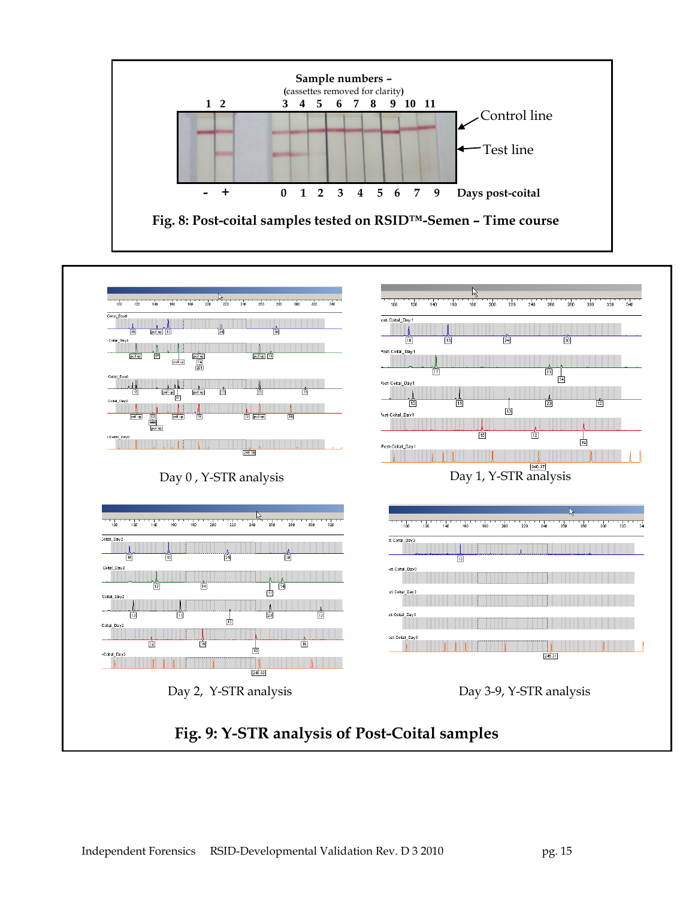Sample numbers –
(cassettes removed for clarity)

1 2 3 4 5 6 7 8 9 10 11

Control line

Test line

- + 0 1 2 3 4 5 6 7 9 Days post-coital

**Fig. 8: Post-coital samples tested on RSID™-Semen – Time course**

Day 0 , Y-STR analysis

Day 1, Y-STR analysis

Day 2, Y-STR analysis

Day 3-9, Y-STR analysis

**Fig. 9: Y-STR analysis of Post-Coital samples**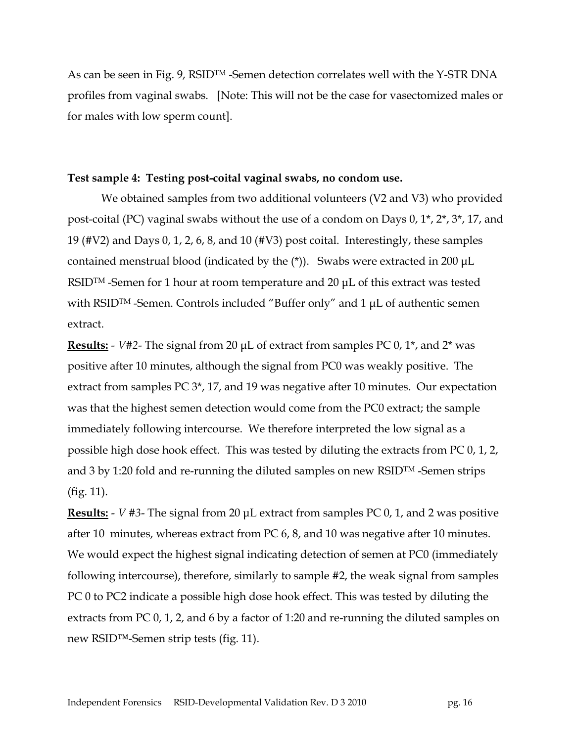As can be seen in Fig. 9, RSID™ -Semen detection correlates well with the Y-STR DNA profiles from vaginal swabs. [Note: This will not be the case for vasectomized males or for males with low sperm count].

**Test sample 4: Testing post-coital vaginal swabs, no condom use.**

We obtained samples from two additional volunteers (V2 and V3) who provided post-coital (PC) vaginal swabs without the use of a condom on Days 0, 1*, 2*, 3*, 17, and 19 (#V2) and Days 0, 1, 2, 6, 8, and 10 (#V3) post coital. Interestingly, these samples contained menstrual blood (indicated by the (*)). Swabs were extracted in 200 µL RSID™ -Semen for 1 hour at room temperature and 20 µL of this extract was tested with RSID™ -Semen. Controls included "Buffer only" and 1 µL of authentic semen extract.

**<u>Results:</u>** - *V#2*- The signal from 20 µL of extract from samples PC 0, 1*, and 2* was positive after 10 minutes, although the signal from PC0 was weakly positive. The extract from samples PC 3*, 17, and 19 was negative after 10 minutes. Our expectation was that the highest semen detection would come from the PC0 extract; the sample immediately following intercourse. We therefore interpreted the low signal as a possible high dose hook effect. This was tested by diluting the extracts from PC 0, 1, 2, and 3 by 1:20 fold and re-running the diluted samples on new RSID™ -Semen strips (fig. 11).

**<u>Results:</u>** - *V #3*- The signal from 20 µL extract from samples PC 0, 1, and 2 was positive after 10 minutes, whereas extract from PC 6, 8, and 10 was negative after 10 minutes. We would expect the highest signal indicating detection of semen at PC0 (immediately following intercourse), therefore, similarly to sample #2, the weak signal from samples PC 0 to PC2 indicate a possible high dose hook effect. This was tested by diluting the extracts from PC 0, 1, 2, and 6 by a factor of 1:20 and re-running the diluted samples on new RSID™-Semen strip tests (fig. 11).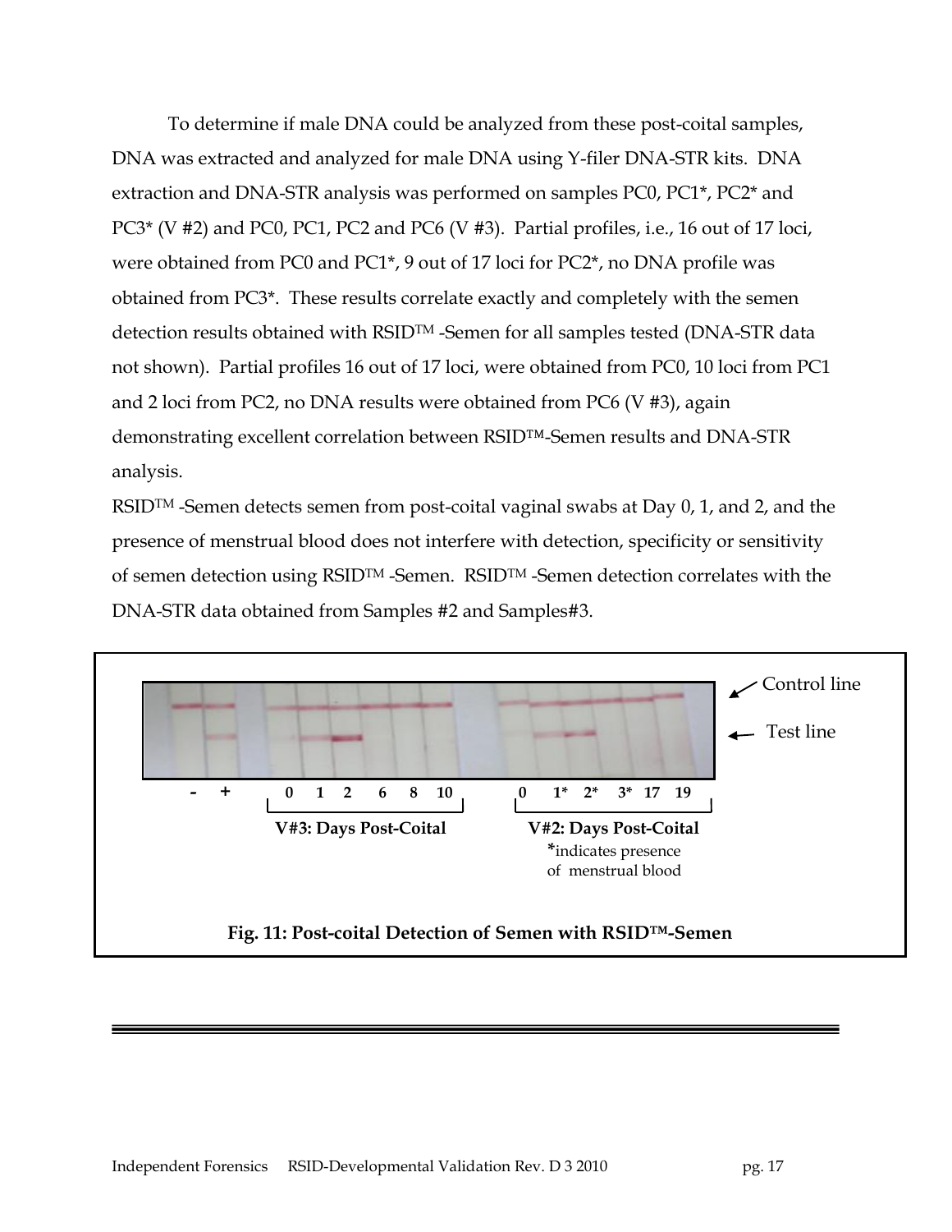To determine if male DNA could be analyzed from these post-coital samples, DNA was extracted and analyzed for male DNA using Y-filer DNA-STR kits. DNA extraction and DNA-STR analysis was performed on samples PC0, PC1*, PC2* and PC3* (V #2) and PC0, PC1, PC2 and PC6 (V #3). Partial profiles, i.e., 16 out of 17 loci, were obtained from PC0 and PC1*, 9 out of 17 loci for PC2*, no DNA profile was obtained from PC3*. These results correlate exactly and completely with the semen detection results obtained with RSID™ -Semen for all samples tested (DNA-STR data not shown). Partial profiles 16 out of 17 loci, were obtained from PC0, 10 loci from PC1 and 2 loci from PC2, no DNA results were obtained from PC6 (V #3), again demonstrating excellent correlation between RSID™-Semen results and DNA-STR analysis.

RSID™ -Semen detects semen from post-coital vaginal swabs at Day 0, 1, and 2, and the presence of menstrual blood does not interfere with detection, specificity or sensitivity of semen detection using RSID™ -Semen. RSID™ -Semen detection correlates with the DNA-STR data obtained from Samples #2 and Samples#3.

Control line

Test line

- + 0 1 2 6 8 10 0 1* 2* 3* 17 19

V#3: Days Post-Coital

V#2: Days Post-Coital

*indicates presence of menstrual blood

**Fig. 11: Post-coital Detection of Semen with RSID™-Semen**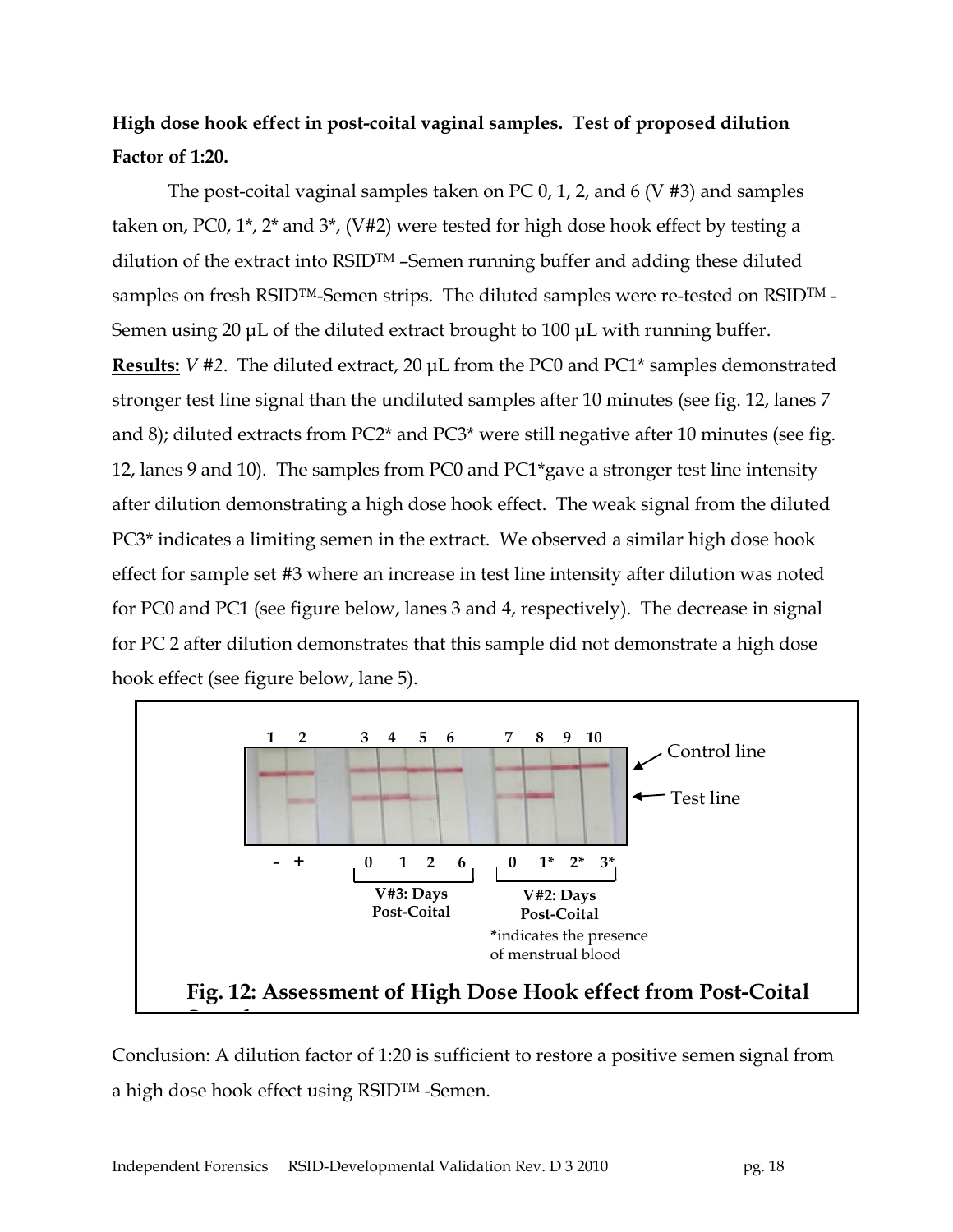**High dose hook effect in post-coital vaginal samples. Test of proposed dilution Factor of 1:20.**

The post-coital vaginal samples taken on PC 0, 1, 2, and 6 (V #3) and samples taken on, PC0, 1*, 2* and 3*, (V#2) were tested for high dose hook effect by testing a dilution of the extract into RSID™ –Semen running buffer and adding these diluted samples on fresh RSID™-Semen strips. The diluted samples were re-tested on RSID™ -Semen using 20 µL of the diluted extract brought to 100 µL with running buffer.

**Results:** *V #2*. The diluted extract, 20 µL from the PC0 and PC1* samples demonstrated stronger test line signal than the undiluted samples after 10 minutes (see fig. 12, lanes 7 and 8); diluted extracts from PC2* and PC3* were still negative after 10 minutes (see fig. 12, lanes 9 and 10). The samples from PC0 and PC1*gave a stronger test line intensity after dilution demonstrating a high dose hook effect. The weak signal from the diluted PC3* indicates a limiting semen in the extract. We observed a similar high dose hook effect for sample set #3 where an increase in test line intensity after dilution was noted for PC0 and PC1 (see figure below, lanes 3 and 4, respectively). The decrease in signal for PC 2 after dilution demonstrates that this sample did not demonstrate a high dose hook effect (see figure below, lane 5).

1 2 3 4 5 6 7 8 9 10

Control line

Test line

\- + 0 1 2 6 0 1* 2* 3*

V#3: Days Post-Coital

V#2: Days Post-Coital

*indicates the presence of menstrual blood

**Fig. 12: Assessment of High Dose Hook effect from Post-Coital**

Conclusion: A dilution factor of 1:20 is sufficient to restore a positive semen signal from a high dose hook effect using RSID™ -Semen.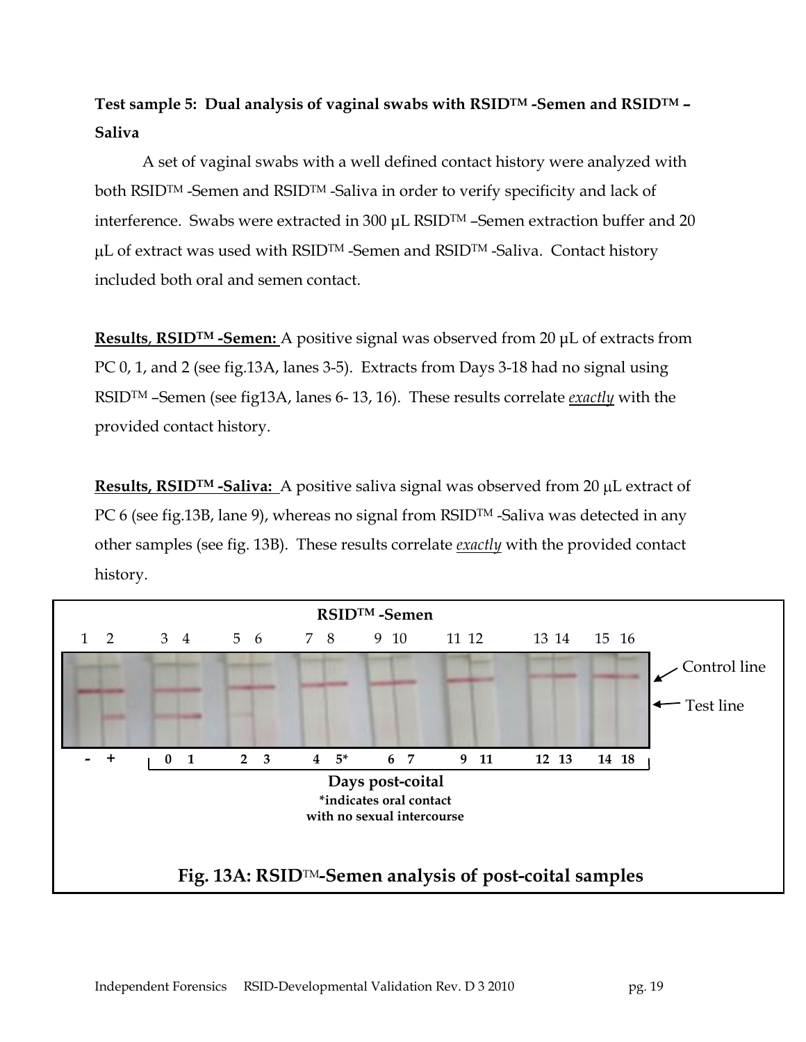**Test sample 5: Dual analysis of vaginal swabs with RSID™ -Semen and RSID™ – Saliva**

A set of vaginal swabs with a well defined contact history were analyzed with both RSID™ -Semen and RSID™ -Saliva in order to verify specificity and lack of interference. Swabs were extracted in 300 µL RSID™ –Semen extraction buffer and 20 µL of extract was used with RSID™ -Semen and RSID™ -Saliva. Contact history included both oral and semen contact.

**Results, RSID™ -Semen:** A positive signal was observed from 20 µL of extracts from PC 0, 1, and 2 (see fig.13A, lanes 3-5). Extracts from Days 3-18 had no signal using RSID™ –Semen (see fig13A, lanes 6- 13, 16). These results correlate *exactly* with the provided contact history.

**Results, RSID™ -Saliva:** A positive saliva signal was observed from 20 µL extract of PC 6 (see fig.13B, lane 9), whereas no signal from RSID™ -Saliva was detected in any other samples (see fig. 13B). These results correlate *exactly* with the provided contact history.

RSID™ -Semen

1 2 3 4 5 6 7 8 9 10 11 12 13 14 15 16

Control line

Test line

\- + 0 1 2 3 4 5* 6 7 9 11 12 13 14 18

Days post-coital
*indicates oral contact with no sexual intercourse

**Fig. 13A: RSID™-Semen analysis of post-coital samples**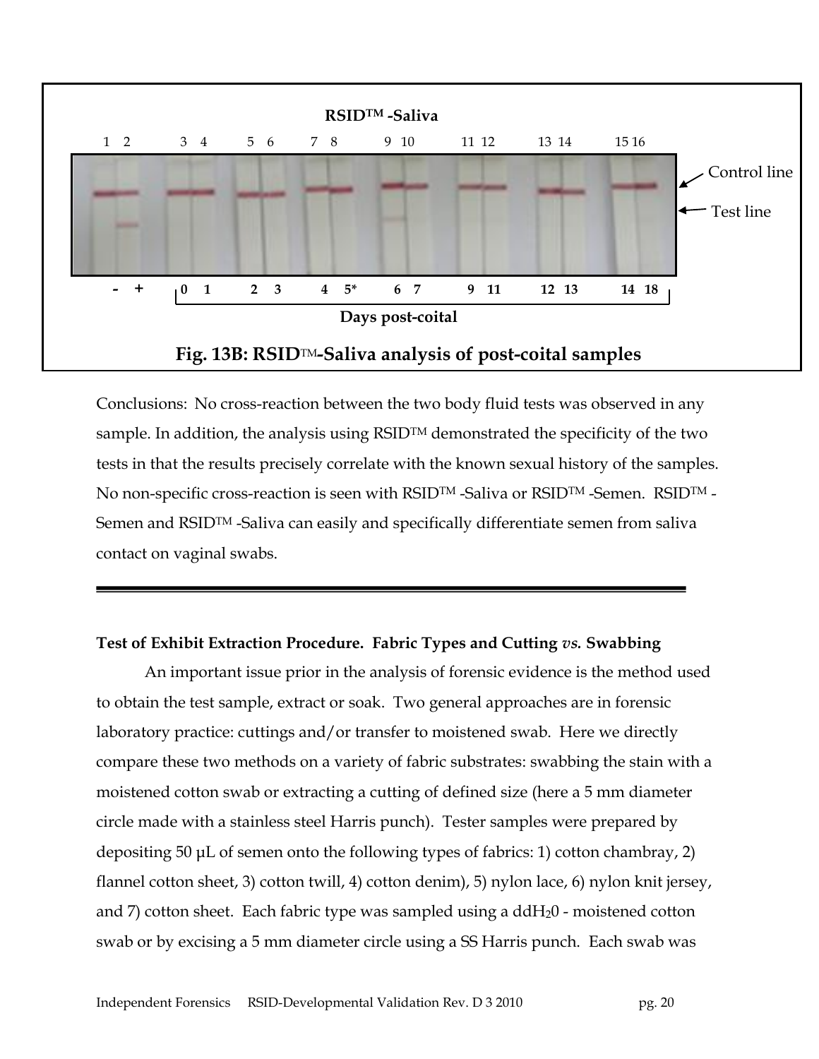**Fig. 13B: RSID™-Saliva analysis of post-coital samples**

Conclusions: No cross-reaction between the two body fluid tests was observed in any sample. In addition, the analysis using RSID™ demonstrated the specificity of the two tests in that the results precisely correlate with the known sexual history of the samples. No non-specific cross-reaction is seen with RSID™ -Saliva or RSID™ -Semen. RSID™ -Semen and RSID™ -Saliva can easily and specifically differentiate semen from saliva contact on vaginal swabs.

---

**Test of Exhibit Extraction Procedure. Fabric Types and Cutting *vs.* Swabbing**

An important issue prior in the analysis of forensic evidence is the method used to obtain the test sample, extract or soak. Two general approaches are in forensic laboratory practice: cuttings and/or transfer to moistened swab. Here we directly compare these two methods on a variety of fabric substrates: swabbing the stain with a moistened cotton swab or extracting a cutting of defined size (here a 5 mm diameter circle made with a stainless steel Harris punch). Tester samples were prepared by depositing 50 µL of semen onto the following types of fabrics: 1) cotton chambray, 2) flannel cotton sheet, 3) cotton twill, 4) cotton denim), 5) nylon lace, 6) nylon knit jersey, and 7) cotton sheet. Each fabric type was sampled using a $ddH_20$ - moistened cotton swab or by excising a 5 mm diameter circle using a SS Harris punch. Each swab was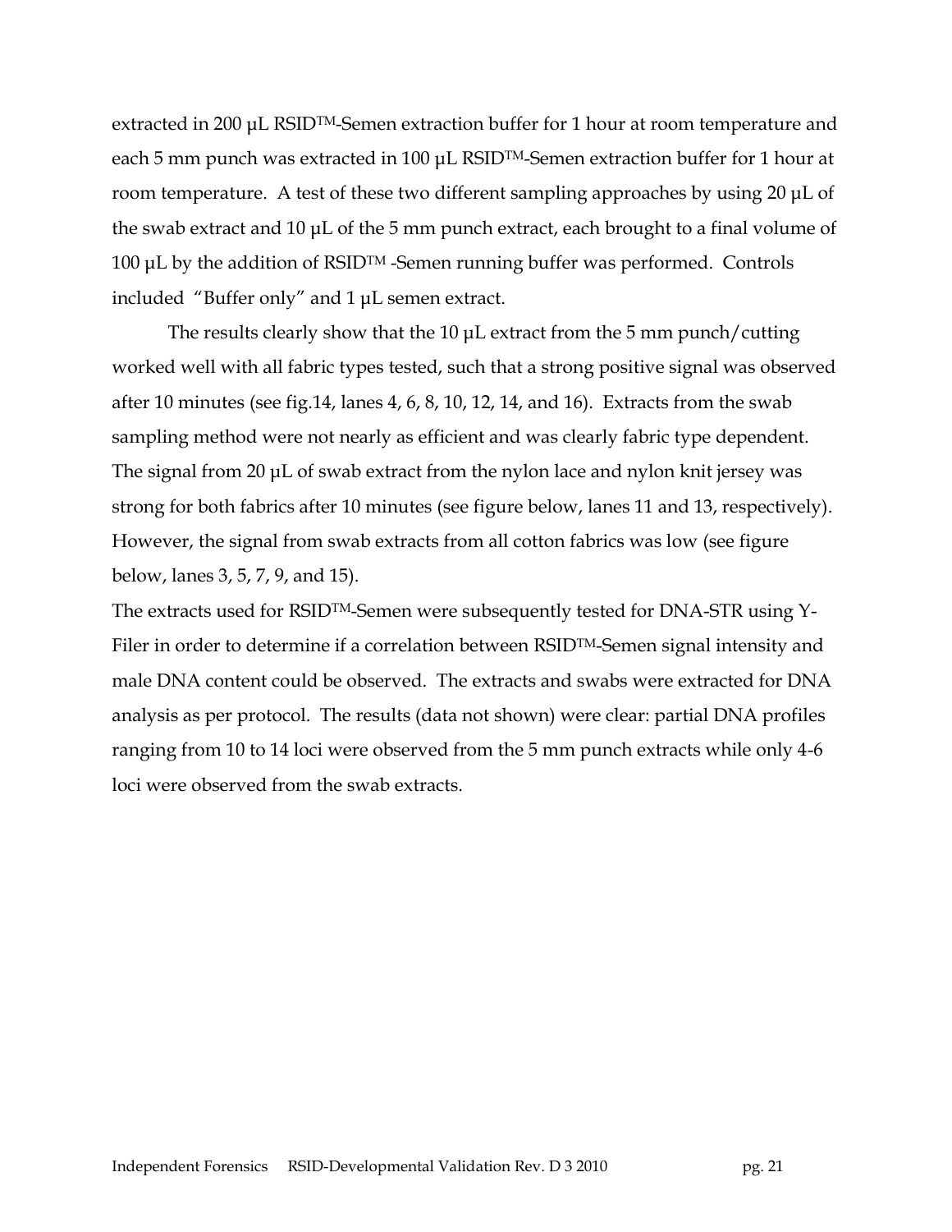extracted in 200 µL RSID™-Semen extraction buffer for 1 hour at room temperature and each 5 mm punch was extracted in 100 µL RSID™-Semen extraction buffer for 1 hour at room temperature. A test of these two different sampling approaches by using 20 µL of the swab extract and 10 µL of the 5 mm punch extract, each brought to a final volume of 100 µL by the addition of RSID™ -Semen running buffer was performed. Controls included "Buffer only" and 1 µL semen extract.

The results clearly show that the 10 µL extract from the 5 mm punch/cutting worked well with all fabric types tested, such that a strong positive signal was observed after 10 minutes (see fig.14, lanes 4, 6, 8, 10, 12, 14, and 16). Extracts from the swab sampling method were not nearly as efficient and was clearly fabric type dependent. The signal from 20 µL of swab extract from the nylon lace and nylon knit jersey was strong for both fabrics after 10 minutes (see figure below, lanes 11 and 13, respectively). However, the signal from swab extracts from all cotton fabrics was low (see figure below, lanes 3, 5, 7, 9, and 15).

The extracts used for RSID™-Semen were subsequently tested for DNA-STR using Y-Filer in order to determine if a correlation between RSID™-Semen signal intensity and male DNA content could be observed. The extracts and swabs were extracted for DNA analysis as per protocol. The results (data not shown) were clear: partial DNA profiles ranging from 10 to 14 loci were observed from the 5 mm punch extracts while only 4-6 loci were observed from the swab extracts.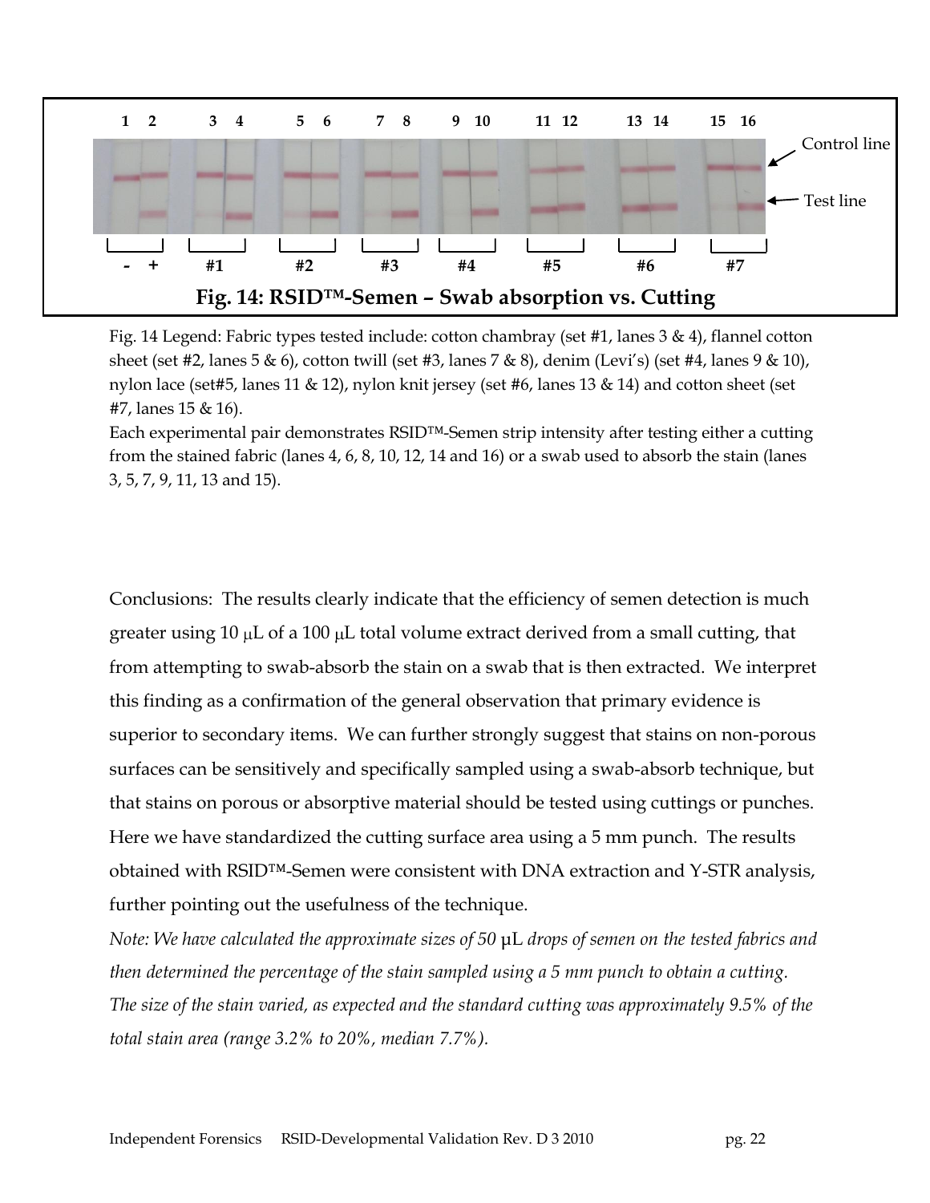**Fig. 14: RSID™-Semen – Swab absorption vs. Cutting**

Fig. 14 Legend: Fabric types tested include: cotton chambray (set #1, lanes 3 & 4), flannel cotton sheet (set #2, lanes 5 & 6), cotton twill (set #3, lanes 7 & 8), denim (Levi's) (set #4, lanes 9 & 10), nylon lace (set#5, lanes 11 & 12), nylon knit jersey (set #6, lanes 13 & 14) and cotton sheet (set #7, lanes 15 & 16).

Each experimental pair demonstrates RSID™-Semen strip intensity after testing either a cutting from the stained fabric (lanes 4, 6, 8, 10, 12, 14 and 16) or a swab used to absorb the stain (lanes 3, 5, 7, 9, 11, 13 and 15).

Conclusions: The results clearly indicate that the efficiency of semen detection is much greater using 10 μL of a 100 μL total volume extract derived from a small cutting, that from attempting to swab-absorb the stain on a swab that is then extracted. We interpret this finding as a confirmation of the general observation that primary evidence is superior to secondary items. We can further strongly suggest that stains on non-porous surfaces can be sensitively and specifically sampled using a swab-absorb technique, but that stains on porous or absorptive material should be tested using cuttings or punches. Here we have standardized the cutting surface area using a 5 mm punch. The results obtained with RSID™-Semen were consistent with DNA extraction and Y-STR analysis, further pointing out the usefulness of the technique.

*Note: We have calculated the approximate sizes of 50 μL drops of semen on the tested fabrics and then determined the percentage of the stain sampled using a 5 mm punch to obtain a cutting. The size of the stain varied, as expected and the standard cutting was approximately 9.5% of the total stain area (range 3.2% to 20%, median 7.7%).*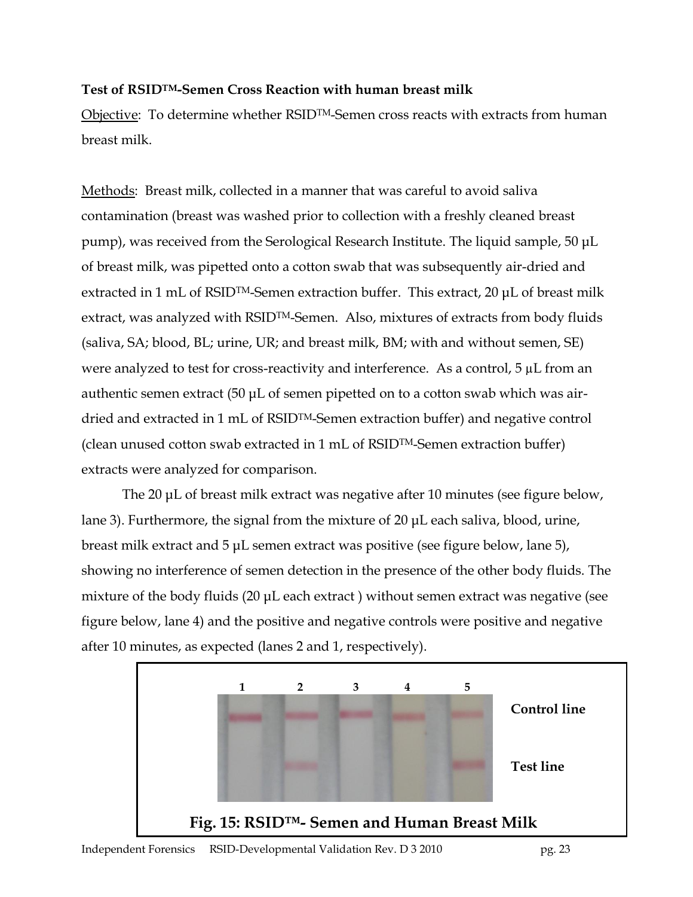**Test of RSID™-Semen Cross Reaction with human breast milk**

Objective: To determine whether RSID™-Semen cross reacts with extracts from human breast milk.

Methods: Breast milk, collected in a manner that was careful to avoid saliva contamination (breast was washed prior to collection with a freshly cleaned breast pump), was received from the Serological Research Institute. The liquid sample, 50 µL of breast milk, was pipetted onto a cotton swab that was subsequently air-dried and extracted in 1 mL of RSID™-Semen extraction buffer. This extract, 20 µL of breast milk extract, was analyzed with RSID™-Semen. Also, mixtures of extracts from body fluids (saliva, SA; blood, BL; urine, UR; and breast milk, BM; with and without semen, SE) were analyzed to test for cross-reactivity and interference. As a control, 5 µL from an authentic semen extract (50 µL of semen pipetted on to a cotton swab which was air-dried and extracted in 1 mL of RSID™-Semen extraction buffer) and negative control (clean unused cotton swab extracted in 1 mL of RSID™-Semen extraction buffer) extracts were analyzed for comparison.

The 20 µL of breast milk extract was negative after 10 minutes (see figure below, lane 3). Furthermore, the signal from the mixture of 20 µL each saliva, blood, urine, breast milk extract and 5 µL semen extract was positive (see figure below, lane 5), showing no interference of semen detection in the presence of the other body fluids. The mixture of the body fluids (20 µL each extract ) without semen extract was negative (see figure below, lane 4) and the positive and negative controls were positive and negative after 10 minutes, as expected (lanes 2 and 1, respectively).

1 2 3 4 5

Control line

Test line

**Fig. 15: RSID™- Semen and Human Breast Milk**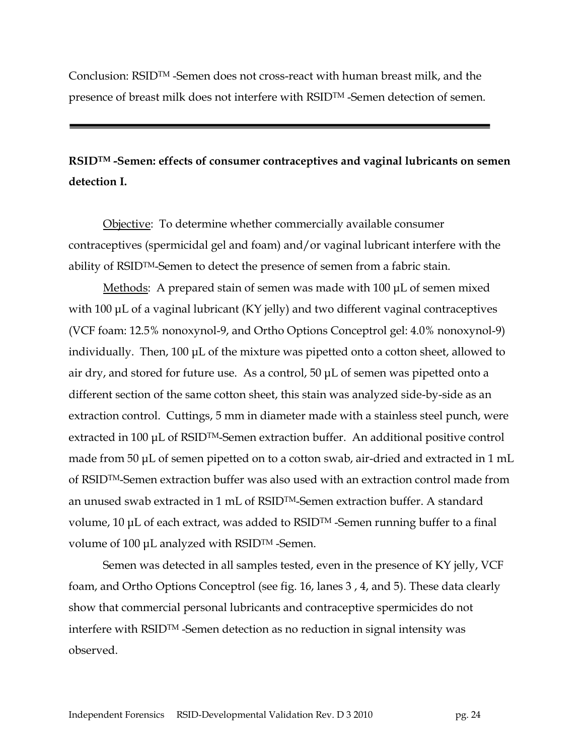Conclusion: RSID™ -Semen does not cross-react with human breast milk, and the presence of breast milk does not interfere with RSID™ -Semen detection of semen.

---

**RSID™ -Semen: effects of consumer contraceptives and vaginal lubricants on semen detection I.**

Objective: To determine whether commercially available consumer contraceptives (spermicidal gel and foam) and/or vaginal lubricant interfere with the ability of RSID™-Semen to detect the presence of semen from a fabric stain.

Methods: A prepared stain of semen was made with 100 µL of semen mixed with 100 µL of a vaginal lubricant (KY jelly) and two different vaginal contraceptives (VCF foam: 12.5% nonoxynol-9, and Ortho Options Conceptrol gel: 4.0% nonoxynol-9) individually. Then, 100 µL of the mixture was pipetted onto a cotton sheet, allowed to air dry, and stored for future use. As a control, 50 µL of semen was pipetted onto a different section of the same cotton sheet, this stain was analyzed side-by-side as an extraction control. Cuttings, 5 mm in diameter made with a stainless steel punch, were extracted in 100 µL of RSID™-Semen extraction buffer. An additional positive control made from 50 µL of semen pipetted on to a cotton swab, air-dried and extracted in 1 mL of RSID™-Semen extraction buffer was also used with an extraction control made from an unused swab extracted in 1 mL of RSID™-Semen extraction buffer. A standard volume, 10 µL of each extract, was added to RSID™ -Semen running buffer to a final volume of 100 µL analyzed with RSID™ -Semen.

Semen was detected in all samples tested, even in the presence of KY jelly, VCF foam, and Ortho Options Conceptrol (see fig. 16, lanes 3 , 4, and 5). These data clearly show that commercial personal lubricants and contraceptive spermicides do not interfere with RSID™ -Semen detection as no reduction in signal intensity was observed.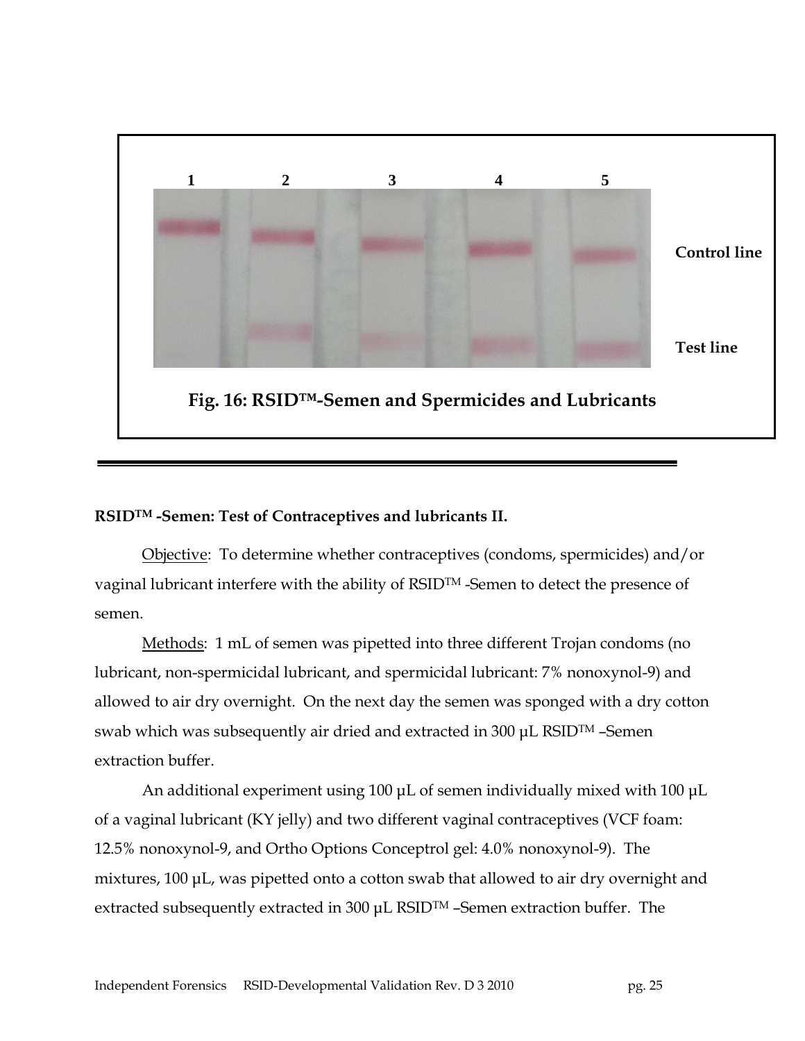1 2 3 4 5

Control line

Test line

**Fig. 16: RSID™-Semen and Spermicides and Lubricants**

---

**RSID™ -Semen: Test of Contraceptives and lubricants II.**

Objective: To determine whether contraceptives (condoms, spermicides) and/or vaginal lubricant interfere with the ability of RSID™ -Semen to detect the presence of semen.

Methods: 1 mL of semen was pipetted into three different Trojan condoms (no lubricant, non-spermicidal lubricant, and spermicidal lubricant: 7% nonoxynol-9) and allowed to air dry overnight. On the next day the semen was sponged with a dry cotton swab which was subsequently air dried and extracted in 300 µL RSID™ –Semen extraction buffer.

An additional experiment using 100 µL of semen individually mixed with 100 µL of a vaginal lubricant (KY jelly) and two different vaginal contraceptives (VCF foam: 12.5% nonoxynol-9, and Ortho Options Conceptrol gel: 4.0% nonoxynol-9). The mixtures, 100 µL, was pipetted onto a cotton swab that allowed to air dry overnight and extracted subsequently extracted in 300 µL RSID™ –Semen extraction buffer. The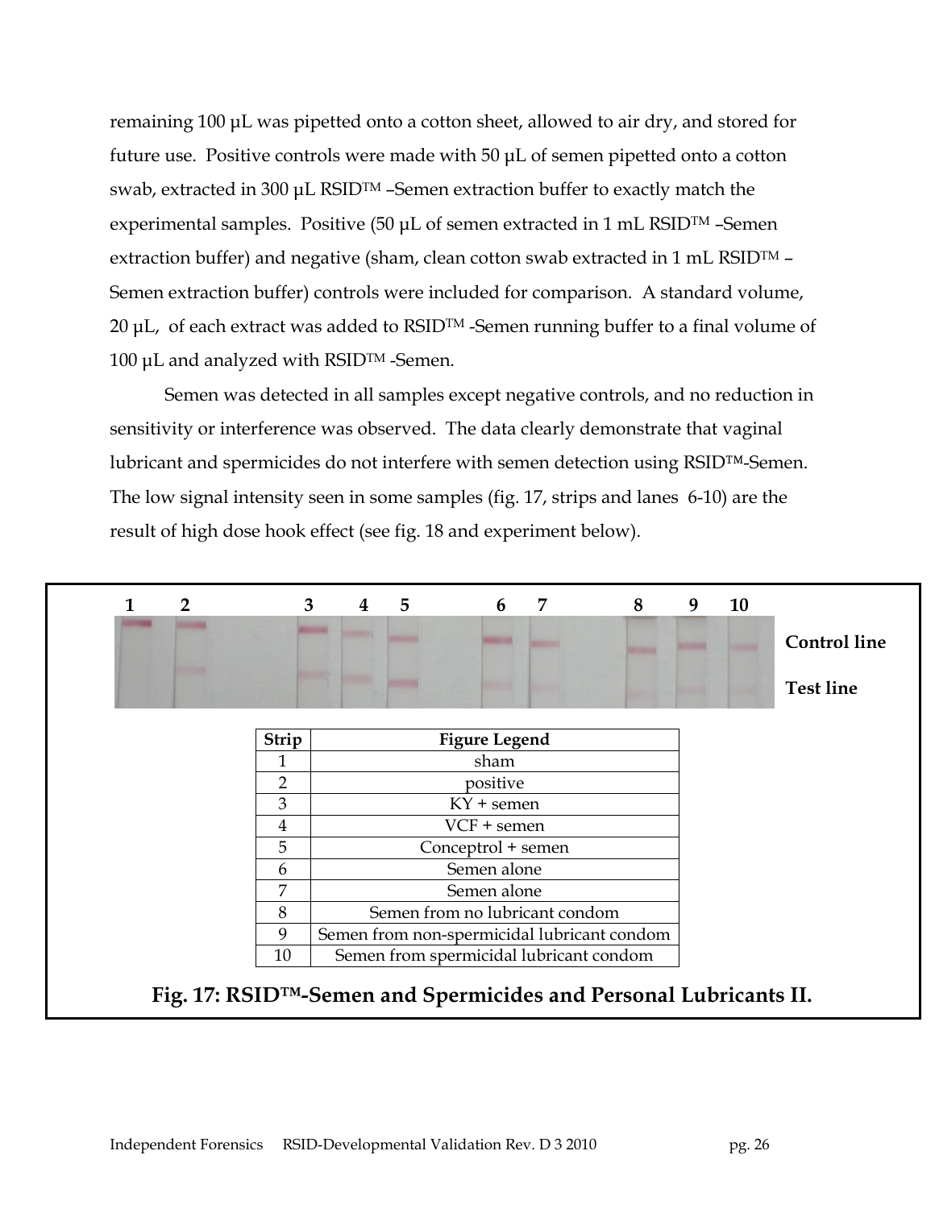remaining 100 µL was pipetted onto a cotton sheet, allowed to air dry, and stored for future use. Positive controls were made with 50 µL of semen pipetted onto a cotton swab, extracted in 300 µL RSID™ –Semen extraction buffer to exactly match the experimental samples. Positive (50 µL of semen extracted in 1 mL RSID™ –Semen extraction buffer) and negative (sham, clean cotton swab extracted in 1 mL RSID™ – Semen extraction buffer) controls were included for comparison. A standard volume, 20 µL, of each extract was added to RSID™ -Semen running buffer to a final volume of 100 µL and analyzed with RSID™ -Semen.

Semen was detected in all samples except negative controls, and no reduction in sensitivity or interference was observed. The data clearly demonstrate that vaginal lubricant and spermicides do not interfere with semen detection using RSID™-Semen. The low signal intensity seen in some samples (fig. 17, strips and lanes 6-10) are the result of high dose hook effect (see fig. 18 and experiment below).

1 2 3 4 5 6 7 8 9 10

Control line

Test line

| Strip | Figure Legend |
|---|---|
| 1 | sham |
| 2 | positive |
| 3 | KY + semen |
| 4 | VCF + semen |
| 5 | Conceptrol + semen |
| 6 | Semen alone |
| 7 | Semen alone |
| 8 | Semen from no lubricant condom |
| 9 | Semen from non-spermicidal lubricant condom |
| 10 | Semen from spermicidal lubricant condom |

**Fig. 17: RSID™-Semen and Spermicides and Personal Lubricants II.**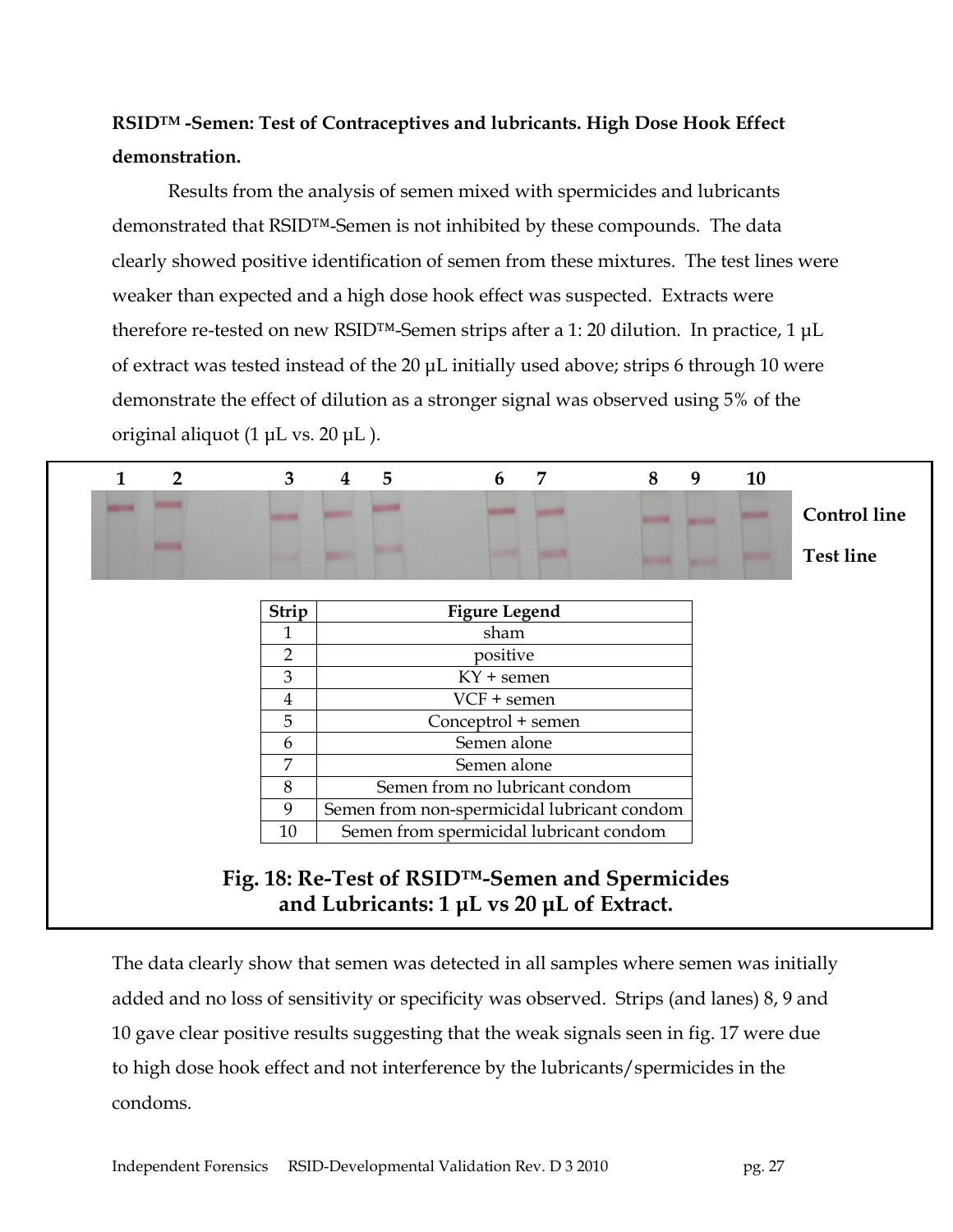**RSID™ -Semen: Test of Contraceptives and lubricants. High Dose Hook Effect demonstration.**

Results from the analysis of semen mixed with spermicides and lubricants demonstrated that RSID™-Semen is not inhibited by these compounds. The data clearly showed positive identification of semen from these mixtures. The test lines were weaker than expected and a high dose hook effect was suspected. Extracts were therefore re-tested on new RSID™-Semen strips after a 1: 20 dilution. In practice, 1 µL of extract was tested instead of the 20 µL initially used above; strips 6 through 10 were demonstrate the effect of dilution as a stronger signal was observed using 5% of the original aliquot (1 µL vs. 20 µL ).

| Strip | Figure Legend |
|---|---|
| 1 | sham |
| 2 | positive |
| 3 | KY + semen |
| 4 | VCF + semen |
| 5 | Conceptrol + semen |
| 6 | Semen alone |
| 7 | Semen alone |
| 8 | Semen from no lubricant condom |
| 9 | Semen from non-spermicidal lubricant condom |
| 10 | Semen from spermicidal lubricant condom |

**Fig. 18: Re-Test of RSID™-Semen and Spermicides and Lubricants: 1 µL vs 20 µL of Extract.**

The data clearly show that semen was detected in all samples where semen was initially added and no loss of sensitivity or specificity was observed. Strips (and lanes) 8, 9 and 10 gave clear positive results suggesting that the weak signals seen in fig. 17 were due to high dose hook effect and not interference by the lubricants/spermicides in the condoms.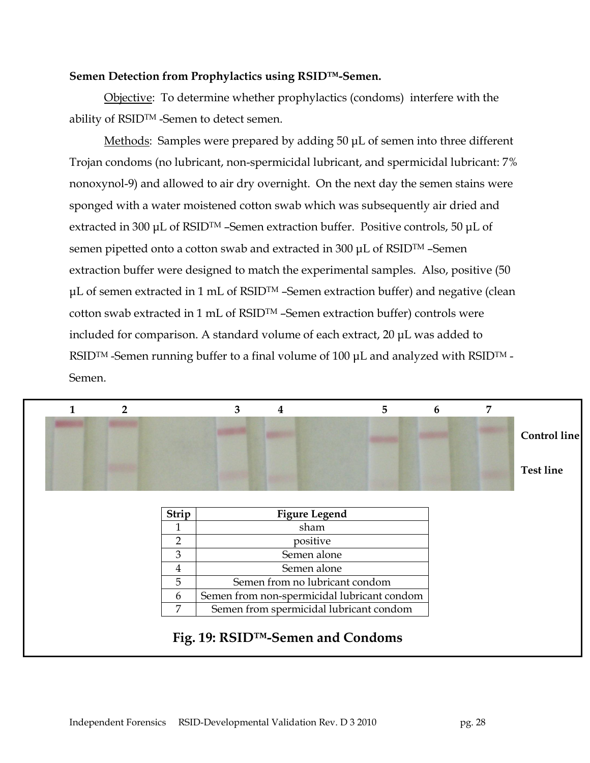**Semen Detection from Prophylactics using RSID™-Semen.**

Objective: To determine whether prophylactics (condoms) interfere with the ability of RSID™ -Semen to detect semen.

Methods: Samples were prepared by adding 50 µL of semen into three different Trojan condoms (no lubricant, non-spermicidal lubricant, and spermicidal lubricant: 7% nonoxynol-9) and allowed to air dry overnight. On the next day the semen stains were sponged with a water moistened cotton swab which was subsequently air dried and extracted in 300 µL of RSID™ –Semen extraction buffer. Positive controls, 50 µL of semen pipetted onto a cotton swab and extracted in 300 µL of RSID™ –Semen extraction buffer were designed to match the experimental samples. Also, positive (50 µL of semen extracted in 1 mL of RSID™ –Semen extraction buffer) and negative (clean cotton swab extracted in 1 mL of RSID™ –Semen extraction buffer) controls were included for comparison. A standard volume of each extract, 20 µL was added to RSID™ -Semen running buffer to a final volume of 100 µL and analyzed with RSID™ -Semen.

1 2 3 4 5 6 7

Control line

Test line

| Strip | Figure Legend |
|---|---|
| 1 | sham |
| 2 | positive |
| 3 | Semen alone |
| 4 | Semen alone |
| 5 | Semen from no lubricant condom |
| 6 | Semen from non-spermicidal lubricant condom |
| 7 | Semen from spermicidal lubricant condom |

**Fig. 19: RSID™-Semen and Condoms**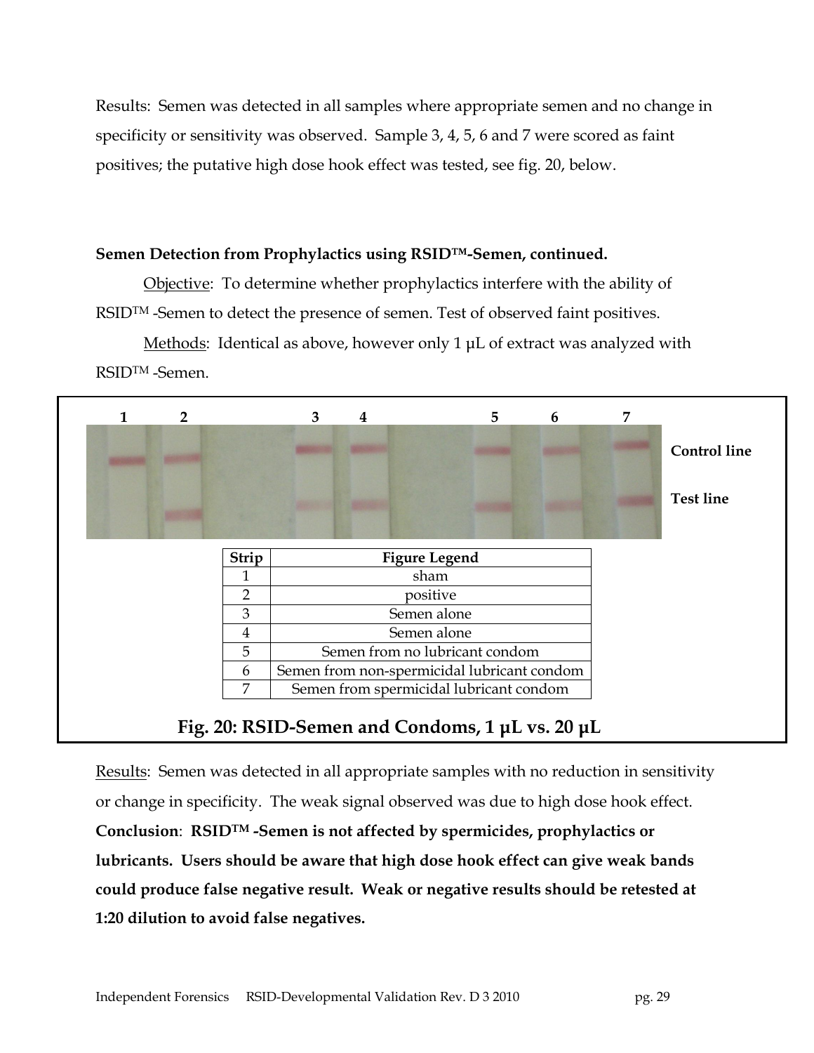Results: Semen was detected in all samples where appropriate semen and no change in specificity or sensitivity was observed. Sample 3, 4, 5, 6 and 7 were scored as faint positives; the putative high dose hook effect was tested, see fig. 20, below.

**Semen Detection from Prophylactics using RSID™-Semen, continued.**

Objective: To determine whether prophylactics interfere with the ability of RSID™ -Semen to detect the presence of semen. Test of observed faint positives.

Methods: Identical as above, however only 1 µL of extract was analyzed with RSID™ -Semen.

| Strip | Figure Legend |
|---|---|
| 1 | sham |
| 2 | positive |
| 3 | Semen alone |
| 4 | Semen alone |
| 5 | Semen from no lubricant condom |
| 6 | Semen from non-spermicidal lubricant condom |
| 7 | Semen from spermicidal lubricant condom |

**Fig. 20: RSID-Semen and Condoms, 1 µL vs. 20 µL**

Results: Semen was detected in all appropriate samples with no reduction in sensitivity or change in specificity. The weak signal observed was due to high dose hook effect.

**Conclusion**: **RSID™ -Semen is not affected by spermicides, prophylactics or lubricants. Users should be aware that high dose hook effect can give weak bands could produce false negative result. Weak or negative results should be retested at 1:20 dilution to avoid false negatives.**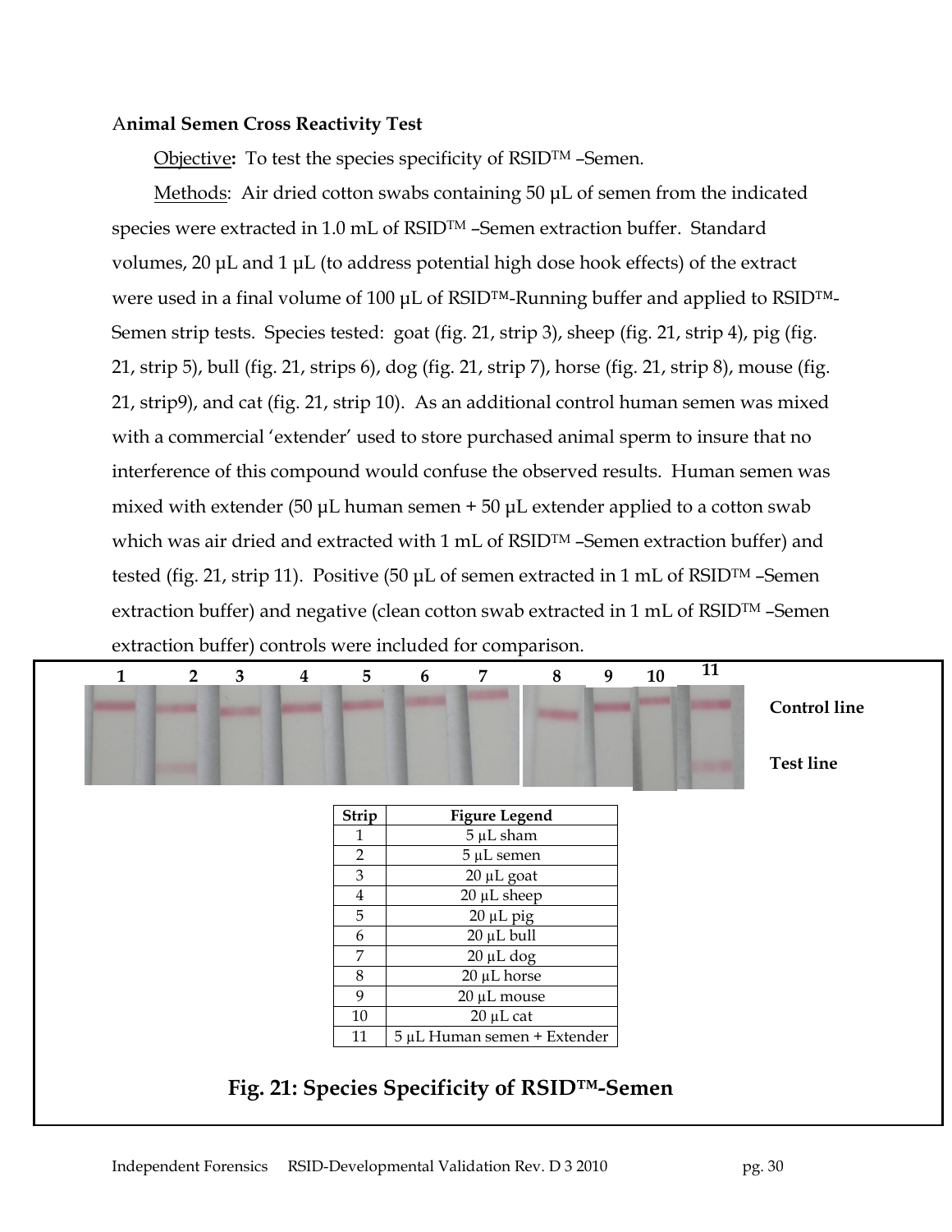**Animal Semen Cross Reactivity Test**

Objective**:** To test the species specificity of RSID™ –Semen.

Methods: Air dried cotton swabs containing 50 µL of semen from the indicated species were extracted in 1.0 mL of RSID™ –Semen extraction buffer. Standard volumes, 20 µL and 1 µL (to address potential high dose hook effects) of the extract were used in a final volume of 100 µL of RSID™-Running buffer and applied to RSID™-Semen strip tests. Species tested: goat (fig. 21, strip 3), sheep (fig. 21, strip 4), pig (fig. 21, strip 5), bull (fig. 21, strips 6), dog (fig. 21, strip 7), horse (fig. 21, strip 8), mouse (fig. 21, strip9), and cat (fig. 21, strip 10). As an additional control human semen was mixed with a commercial 'extender' used to store purchased animal sperm to insure that no interference of this compound would confuse the observed results. Human semen was mixed with extender (50 µL human semen + 50 µL extender applied to a cotton swab which was air dried and extracted with 1 mL of RSID™ –Semen extraction buffer) and tested (fig. 21, strip 11). Positive (50 µL of semen extracted in 1 mL of RSID™ –Semen extraction buffer) and negative (clean cotton swab extracted in 1 mL of RSID™ –Semen extraction buffer) controls were included for comparison.

1 2 3 4 5 6 7 8 9 10 11

Control line

Test line

| Strip | Figure Legend |
|---|---|
| 1 | 5 µL sham |
| 2 | 5 µL semen |
| 3 | 20 µL goat |
| 4 | 20 µL sheep |
| 5 | 20 µL pig |
| 6 | 20 µL bull |
| 7 | 20 µL dog |
| 8 | 20 µL horse |
| 9 | 20 µL mouse |
| 10 | 20 µL cat |
| 11 | 5 µL Human semen + Extender |

**Fig. 21: Species Specificity of RSID™-Semen**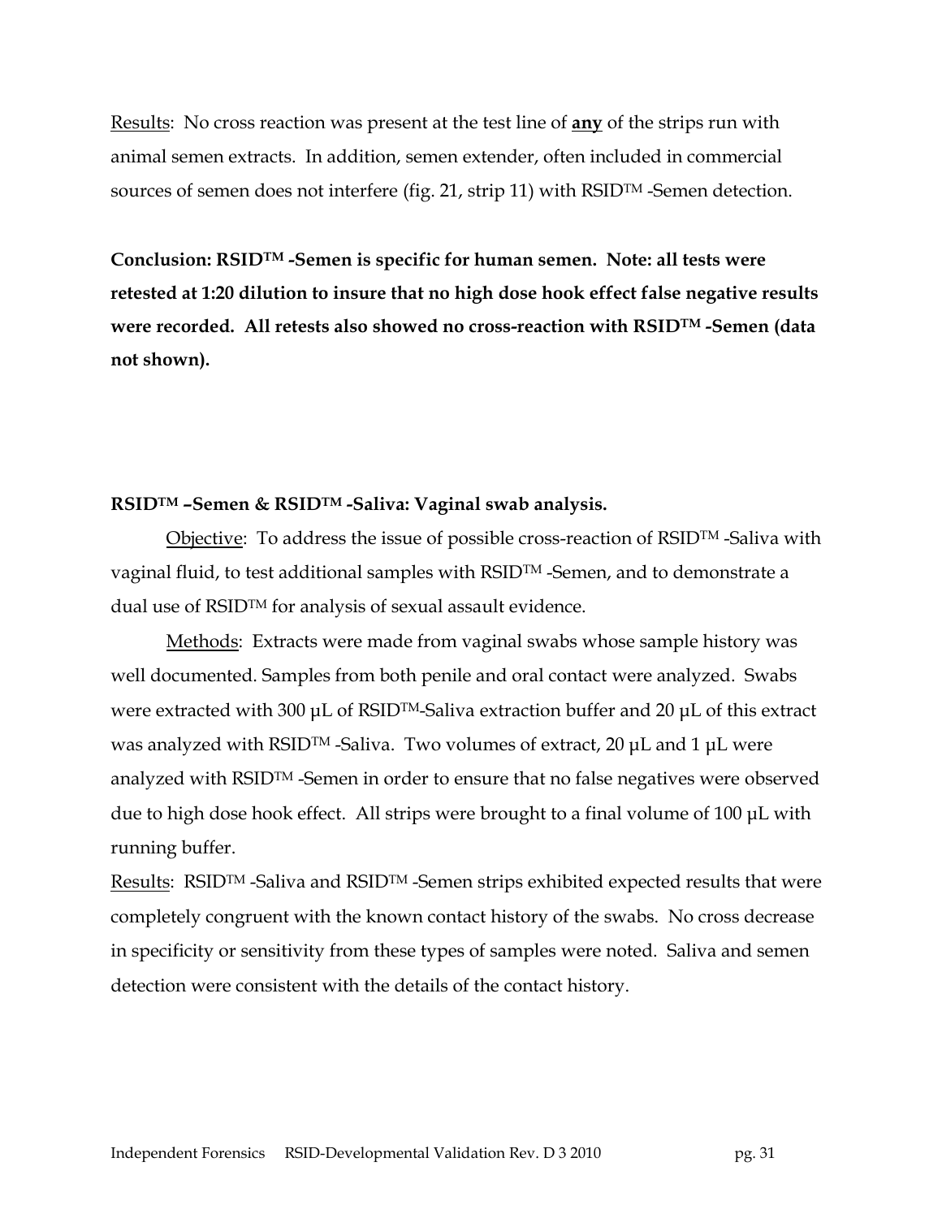Results: No cross reaction was present at the test line of **any** of the strips run with animal semen extracts. In addition, semen extender, often included in commercial sources of semen does not interfere (fig. 21, strip 11) with RSID™ -Semen detection.

**Conclusion: RSID™ -Semen is specific for human semen. Note: all tests were retested at 1:20 dilution to insure that no high dose hook effect false negative results were recorded. All retests also showed no cross-reaction with RSID™ -Semen (data not shown).**

**RSID™ –Semen & RSID™ -Saliva: Vaginal swab analysis.**

Objective: To address the issue of possible cross-reaction of RSID™ -Saliva with vaginal fluid, to test additional samples with RSID™ -Semen, and to demonstrate a dual use of RSID™ for analysis of sexual assault evidence.

Methods: Extracts were made from vaginal swabs whose sample history was well documented. Samples from both penile and oral contact were analyzed. Swabs were extracted with 300 µL of RSID™-Saliva extraction buffer and 20 µL of this extract was analyzed with RSID™ -Saliva. Two volumes of extract, 20 µL and 1 µL were analyzed with RSID™ -Semen in order to ensure that no false negatives were observed due to high dose hook effect. All strips were brought to a final volume of 100 µL with running buffer.

Results: RSID™ -Saliva and RSID™ -Semen strips exhibited expected results that were completely congruent with the known contact history of the swabs. No cross decrease in specificity or sensitivity from these types of samples were noted. Saliva and semen detection were consistent with the details of the contact history.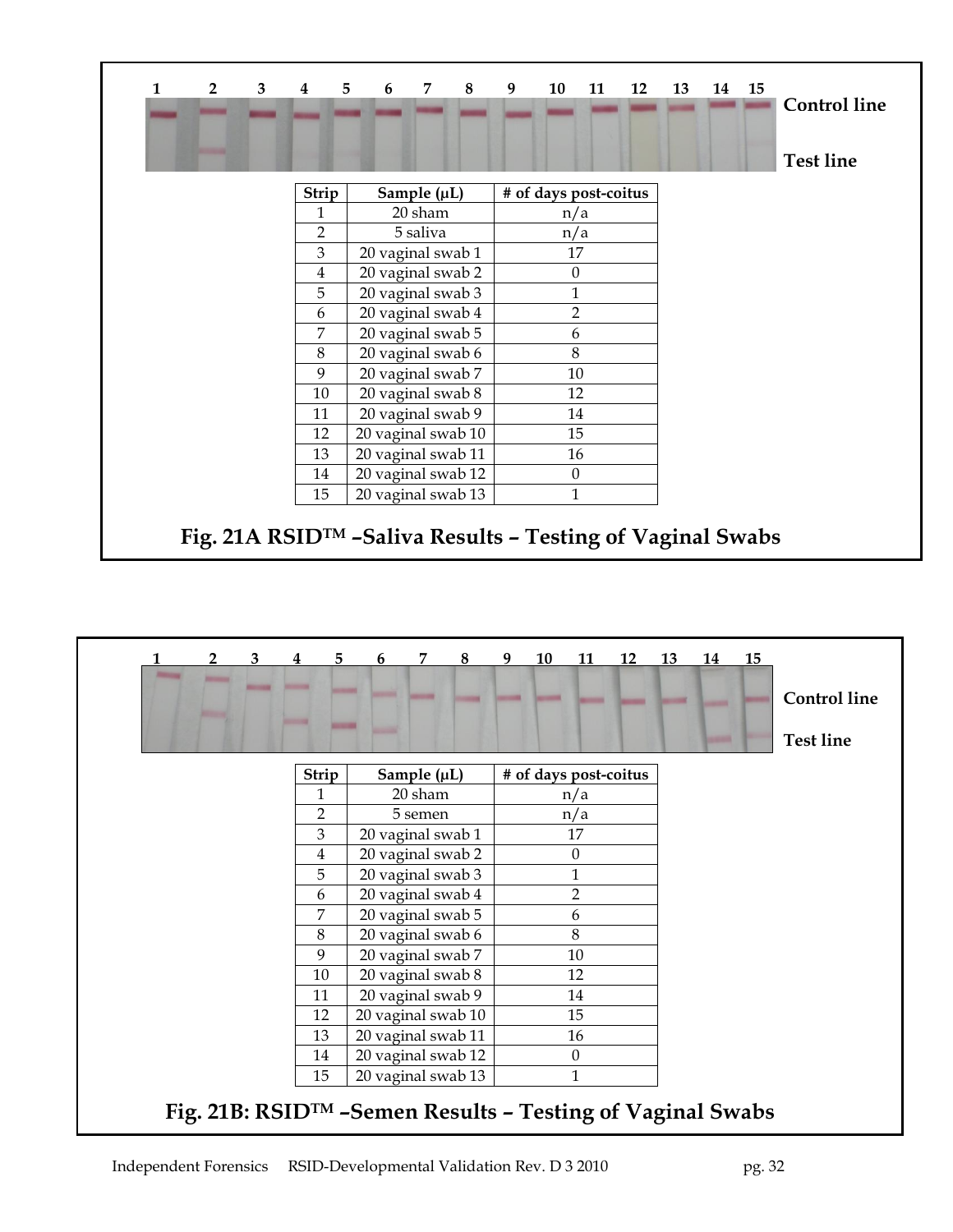| Strip | Sample (µL) | # of days post-coitus |
|---|---|---|
| 1 | 20 sham | n/a |
| 2 | 5 saliva | n/a |
| 3 | 20 vaginal swab 1 | 17 |
| 4 | 20 vaginal swab 2 | 0 |
| 5 | 20 vaginal swab 3 | 1 |
| 6 | 20 vaginal swab 4 | 2 |
| 7 | 20 vaginal swab 5 | 6 |
| 8 | 20 vaginal swab 6 | 8 |
| 9 | 20 vaginal swab 7 | 10 |
| 10 | 20 vaginal swab 8 | 12 |
| 11 | 20 vaginal swab 9 | 14 |
| 12 | 20 vaginal swab 10 | 15 |
| 13 | 20 vaginal swab 11 | 16 |
| 14 | 20 vaginal swab 12 | 0 |
| 15 | 20 vaginal swab 13 | 1 |

**Fig. 21A RSID™ –Saliva Results – Testing of Vaginal Swabs**

| Strip | Sample (µL) | # of days post-coitus |
|---|---|---|
| 1 | 20 sham | n/a |
| 2 | 5 semen | n/a |
| 3 | 20 vaginal swab 1 | 17 |
| 4 | 20 vaginal swab 2 | 0 |
| 5 | 20 vaginal swab 3 | 1 |
| 6 | 20 vaginal swab 4 | 2 |
| 7 | 20 vaginal swab 5 | 6 |
| 8 | 20 vaginal swab 6 | 8 |
| 9 | 20 vaginal swab 7 | 10 |
| 10 | 20 vaginal swab 8 | 12 |
| 11 | 20 vaginal swab 9 | 14 |
| 12 | 20 vaginal swab 10 | 15 |
| 13 | 20 vaginal swab 11 | 16 |
| 14 | 20 vaginal swab 12 | 0 |
| 15 | 20 vaginal swab 13 | 1 |

**Fig. 21B: RSID™ –Semen Results – Testing of Vaginal Swabs**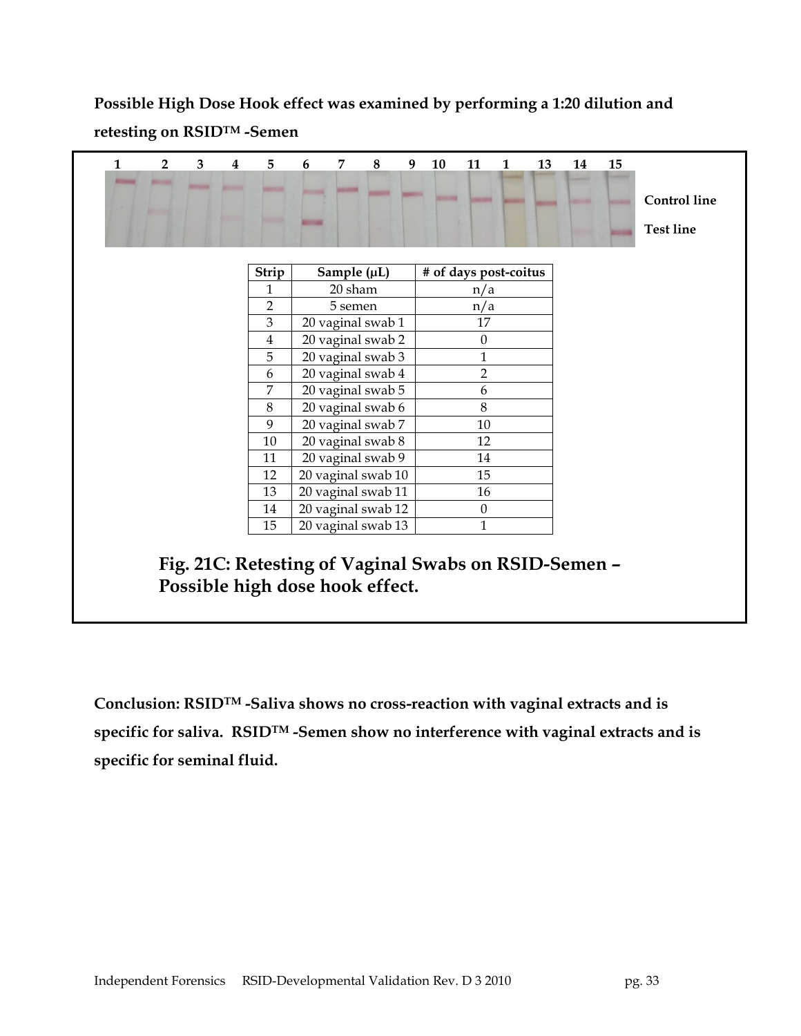**Possible High Dose Hook effect was examined by performing a 1:20 dilution and retesting on RSID™ -Semen**

1 2 3 4 5 6 7 8 9 10 11 1 13 14 15

Control line

Test line

| Strip | Sample (µL) | # of days post-coitus |
|---|---|---|
| 1 | 20 sham | n/a |
| 2 | 5 semen | n/a |
| 3 | 20 vaginal swab 1 | 17 |
| 4 | 20 vaginal swab 2 | 0 |
| 5 | 20 vaginal swab 3 | 1 |
| 6 | 20 vaginal swab 4 | 2 |
| 7 | 20 vaginal swab 5 | 6 |
| 8 | 20 vaginal swab 6 | 8 |
| 9 | 20 vaginal swab 7 | 10 |
| 10 | 20 vaginal swab 8 | 12 |
| 11 | 20 vaginal swab 9 | 14 |
| 12 | 20 vaginal swab 10 | 15 |
| 13 | 20 vaginal swab 11 | 16 |
| 14 | 20 vaginal swab 12 | 0 |
| 15 | 20 vaginal swab 13 | 1 |

**Fig. 21C: Retesting of Vaginal Swabs on RSID-Semen – Possible high dose hook effect.**

**Conclusion: RSID™ -Saliva shows no cross-reaction with vaginal extracts and is specific for saliva. RSID™ -Semen show no interference with vaginal extracts and is specific for seminal fluid.**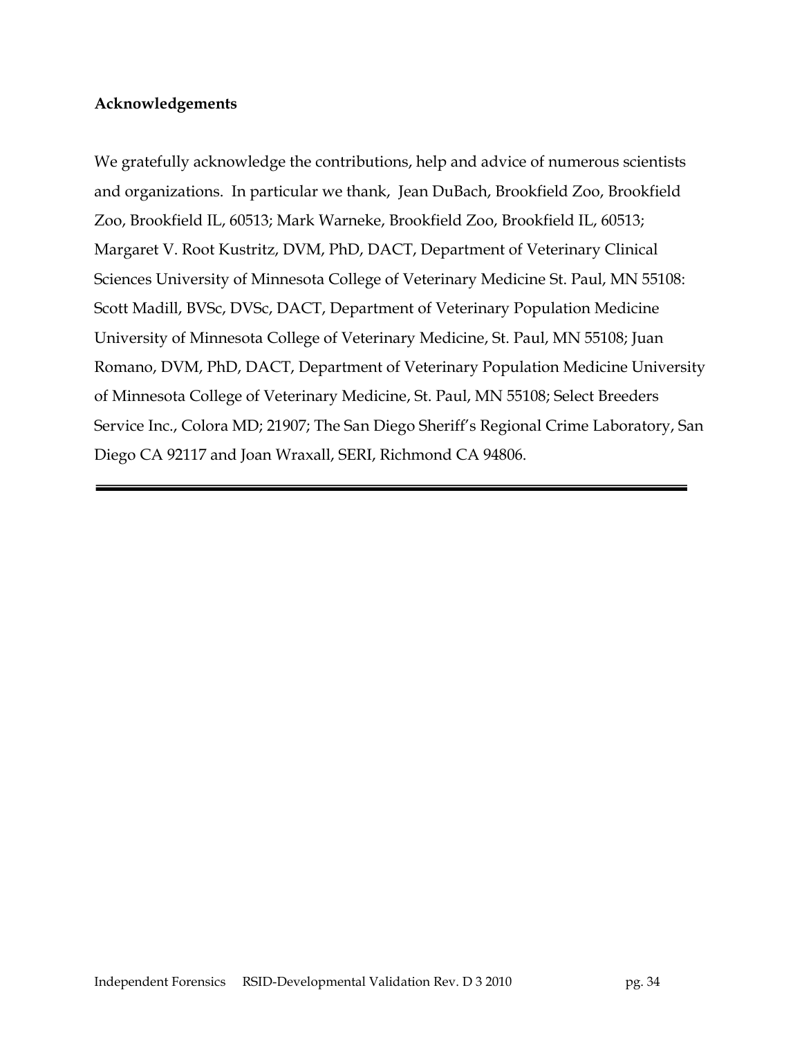**Acknowledgements**

We gratefully acknowledge the contributions, help and advice of numerous scientists and organizations. In particular we thank, Jean DuBach, Brookfield Zoo, Brookfield Zoo, Brookfield IL, 60513; Mark Warneke, Brookfield Zoo, Brookfield IL, 60513; Margaret V. Root Kustritz, DVM, PhD, DACT, Department of Veterinary Clinical Sciences University of Minnesota College of Veterinary Medicine St. Paul, MN 55108: Scott Madill, BVSc, DVSc, DACT, Department of Veterinary Population Medicine University of Minnesota College of Veterinary Medicine, St. Paul, MN 55108; Juan Romano, DVM, PhD, DACT, Department of Veterinary Population Medicine University of Minnesota College of Veterinary Medicine, St. Paul, MN 55108; Select Breeders Service Inc., Colora MD; 21907; The San Diego Sheriff's Regional Crime Laboratory, San Diego CA 92117 and Joan Wraxall, SERI, Richmond CA 94806.